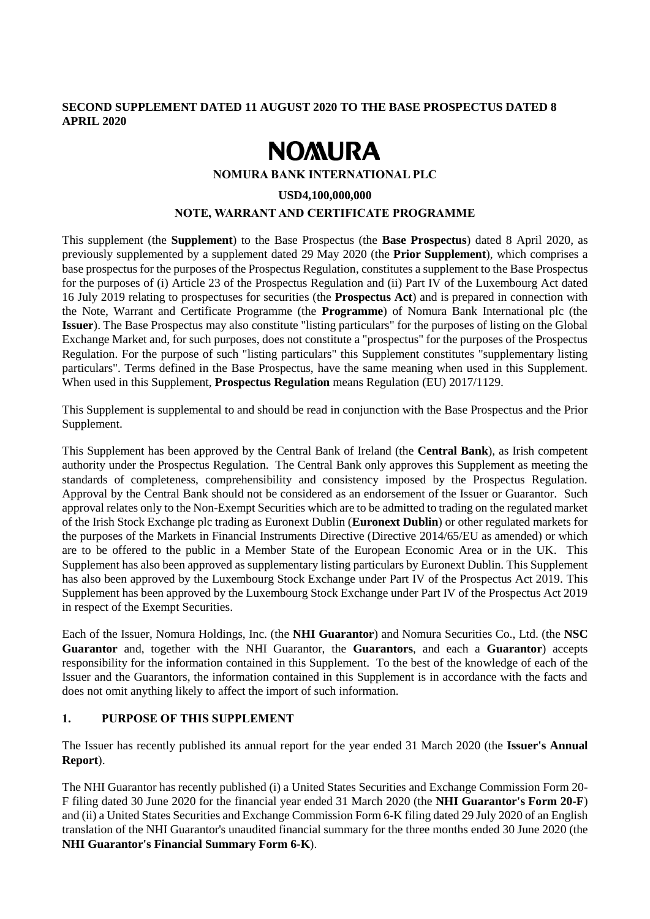**SECOND SUPPLEMENT DATED 11 AUGUST 2020 TO THE BASE PROSPECTUS DATED 8 APRIL 2020**

# NOMURA

**NOMURA BANK INTERNATIONAL PLC**

**USD4,100,000,000**

**NOTE, WARRANT AND CERTIFICATE PROGRAMME**

This supplement (the **Supplement**) to the Base Prospectus (the **Base Prospectus**) dated 8 April 2020, as previously supplemented by a supplement dated 29 May 2020 (the **Prior Supplement**), which comprises a base prospectus for the purposes of the Prospectus Regulation, constitutes a supplement to the Base Prospectus for the purposes of (i) Article 23 of the Prospectus Regulation and (ii) Part IV of the Luxembourg Act dated 16 July 2019 relating to prospectuses for securities (the **Prospectus Act**) and is prepared in connection with the Note, Warrant and Certificate Programme (the **Programme**) of Nomura Bank International plc (the **Issuer**). The Base Prospectus may also constitute "listing particulars" for the purposes of listing on the Global Exchange Market and, for such purposes, does not constitute a "prospectus" for the purposes of the Prospectus Regulation. For the purpose of such "listing particulars" this Supplement constitutes "supplementary listing particulars". Terms defined in the Base Prospectus, have the same meaning when used in this Supplement. When used in this Supplement, **Prospectus Regulation** means Regulation (EU) 2017/1129.

This Supplement is supplemental to and should be read in conjunction with the Base Prospectus and the Prior Supplement.

This Supplement has been approved by the Central Bank of Ireland (the **Central Bank**), as Irish competent authority under the Prospectus Regulation. The Central Bank only approves this Supplement as meeting the standards of completeness, comprehensibility and consistency imposed by the Prospectus Regulation. Approval by the Central Bank should not be considered as an endorsement of the Issuer or Guarantor. Such approval relates only to the Non-Exempt Securities which are to be admitted to trading on the regulated market of the Irish Stock Exchange plc trading as Euronext Dublin (**Euronext Dublin**) or other regulated markets for the purposes of the Markets in Financial Instruments Directive (Directive 2014/65/EU as amended) or which are to be offered to the public in a Member State of the European Economic Area or in the UK. This Supplement has also been approved as supplementary listing particulars by Euronext Dublin. This Supplement has also been approved by the Luxembourg Stock Exchange under Part IV of the Prospectus Act 2019. This Supplement has been approved by the Luxembourg Stock Exchange under Part IV of the Prospectus Act 2019 in respect of the Exempt Securities.

Each of the Issuer, Nomura Holdings, Inc. (the **NHI Guarantor**) and Nomura Securities Co., Ltd. (the **NSC Guarantor** and, together with the NHI Guarantor, the **Guarantors**, and each a **Guarantor**) accepts responsibility for the information contained in this Supplement. To the best of the knowledge of each of the Issuer and the Guarantors, the information contained in this Supplement is in accordance with the facts and does not omit anything likely to affect the import of such information.

## 1. PURPOSE OF THIS SUPPLEMENT

The Issuer has recently published its annual report for the year ended 31 March 2020 (the **Issuer's Annual Report**).

The NHI Guarantor has recently published (i) a United States Securities and Exchange Commission Form 20-F filing dated 30 June 2020 for the financial year ended 31 March 2020 (the **NHI Guarantor's Form 20-F**) and (ii) a United States Securities and Exchange Commission Form 6-K filing dated 29 July 2020 of an English translation of the NHI Guarantor's unaudited financial summary for the three months ended 30 June 2020 (the **NHI Guarantor's Financial Summary Form 6-K**).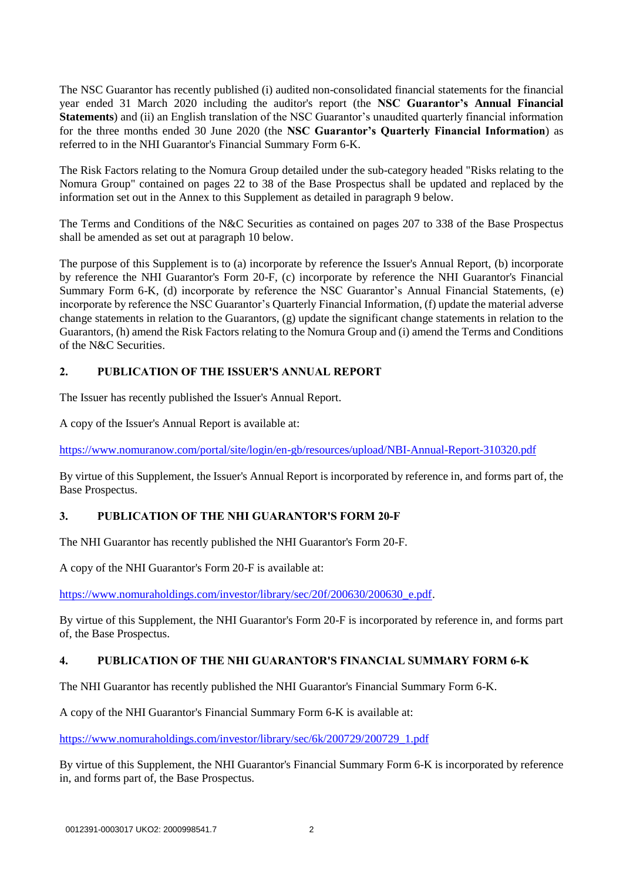The NSC Guarantor has recently published (i) audited non-consolidated financial statements for the financial year ended 31 March 2020 including the auditor's report (the **NSC Guarantor's Annual Financial Statements**) and (ii) an English translation of the NSC Guarantor's unaudited quarterly financial information for the three months ended 30 June 2020 (the **NSC Guarantor's Quarterly Financial Information**) as referred to in the NHI Guarantor's Financial Summary Form 6-K.

The Risk Factors relating to the Nomura Group detailed under the sub-category headed "Risks relating to the Nomura Group" contained on pages 22 to 38 of the Base Prospectus shall be updated and replaced by the information set out in the Annex to this Supplement as detailed in paragraph 9 below.

The Terms and Conditions of the N&C Securities as contained on pages 207 to 338 of the Base Prospectus shall be amended as set out at paragraph 10 below.

The purpose of this Supplement is to (a) incorporate by reference the Issuer's Annual Report, (b) incorporate by reference the NHI Guarantor's Form 20-F, (c) incorporate by reference the NHI Guarantor's Financial Summary Form 6-K, (d) incorporate by reference the NSC Guarantor's Annual Financial Statements, (e) incorporate by reference the NSC Guarantor's Quarterly Financial Information, (f) update the material adverse change statements in relation to the Guarantors, (g) update the significant change statements in relation to the Guarantors, (h) amend the Risk Factors relating to the Nomura Group and (i) amend the Terms and Conditions of the N&C Securities.

## 2. PUBLICATION OF THE ISSUER'S ANNUAL REPORT

The Issuer has recently published the Issuer's Annual Report.

A copy of the Issuer's Annual Report is available at:

https://www.nomuranow.com/portal/site/login/en-gb/resources/upload/NBI-Annual-Report-310320.pdf

By virtue of this Supplement, the Issuer's Annual Report is incorporated by reference in, and forms part of, the Base Prospectus.

## 3. PUBLICATION OF THE NHI GUARANTOR'S FORM 20-F

The NHI Guarantor has recently published the NHI Guarantor's Form 20-F.

A copy of the NHI Guarantor's Form 20-F is available at:

https://www.nomuraholdings.com/investor/library/sec/20f/200630/200630_e.pdf.

By virtue of this Supplement, the NHI Guarantor's Form 20-F is incorporated by reference in, and forms part of, the Base Prospectus.

## 4. PUBLICATION OF THE NHI GUARANTOR'S FINANCIAL SUMMARY FORM 6-K

The NHI Guarantor has recently published the NHI Guarantor's Financial Summary Form 6-K.

A copy of the NHI Guarantor's Financial Summary Form 6-K is available at:

https://www.nomuraholdings.com/investor/library/sec/6k/200729/200729_1.pdf

By virtue of this Supplement, the NHI Guarantor's Financial Summary Form 6-K is incorporated by reference in, and forms part of, the Base Prospectus.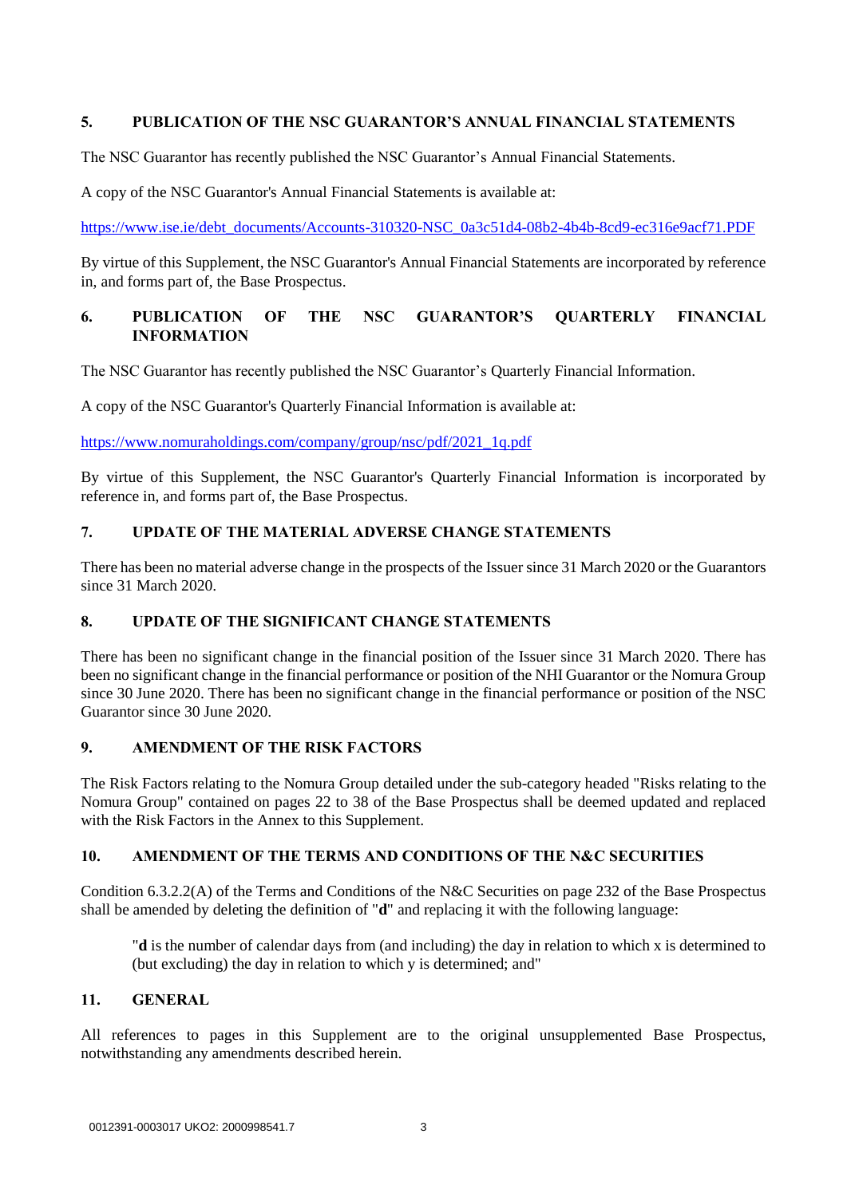## 5. PUBLICATION OF THE NSC GUARANTOR'S ANNUAL FINANCIAL STATEMENTS

The NSC Guarantor has recently published the NSC Guarantor's Annual Financial Statements.

A copy of the NSC Guarantor's Annual Financial Statements is available at:

https://www.ise.ie/debt_documents/Accounts-310320-NSC_0a3c51d4-08b2-4b4b-8cd9-ec316e9acf71.PDF

By virtue of this Supplement, the NSC Guarantor's Annual Financial Statements are incorporated by reference in, and forms part of, the Base Prospectus.

## 6. PUBLICATION OF THE NSC GUARANTOR'S QUARTERLY FINANCIAL INFORMATION

The NSC Guarantor has recently published the NSC Guarantor's Quarterly Financial Information.

A copy of the NSC Guarantor's Quarterly Financial Information is available at:

https://www.nomuraholdings.com/company/group/nsc/pdf/2021_1q.pdf

By virtue of this Supplement, the NSC Guarantor's Quarterly Financial Information is incorporated by reference in, and forms part of, the Base Prospectus.

## 7. UPDATE OF THE MATERIAL ADVERSE CHANGE STATEMENTS

There has been no material adverse change in the prospects of the Issuer since 31 March 2020 or the Guarantors since 31 March 2020.

## 8. UPDATE OF THE SIGNIFICANT CHANGE STATEMENTS

There has been no significant change in the financial position of the Issuer since 31 March 2020. There has been no significant change in the financial performance or position of the NHI Guarantor or the Nomura Group since 30 June 2020. There has been no significant change in the financial performance or position of the NSC Guarantor since 30 June 2020.

## 9. AMENDMENT OF THE RISK FACTORS

The Risk Factors relating to the Nomura Group detailed under the sub-category headed "Risks relating to the Nomura Group" contained on pages 22 to 38 of the Base Prospectus shall be deemed updated and replaced with the Risk Factors in the Annex to this Supplement.

## 10. AMENDMENT OF THE TERMS AND CONDITIONS OF THE N&C SECURITIES

Condition 6.3.2.2(A) of the Terms and Conditions of the N&C Securities on page 232 of the Base Prospectus shall be amended by deleting the definition of "**d**" and replacing it with the following language:

> "**d** is the number of calendar days from (and including) the day in relation to which x is determined to (but excluding) the day in relation to which y is determined; and"

## 11. GENERAL

All references to pages in this Supplement are to the original unsupplemented Base Prospectus, notwithstanding any amendments described herein.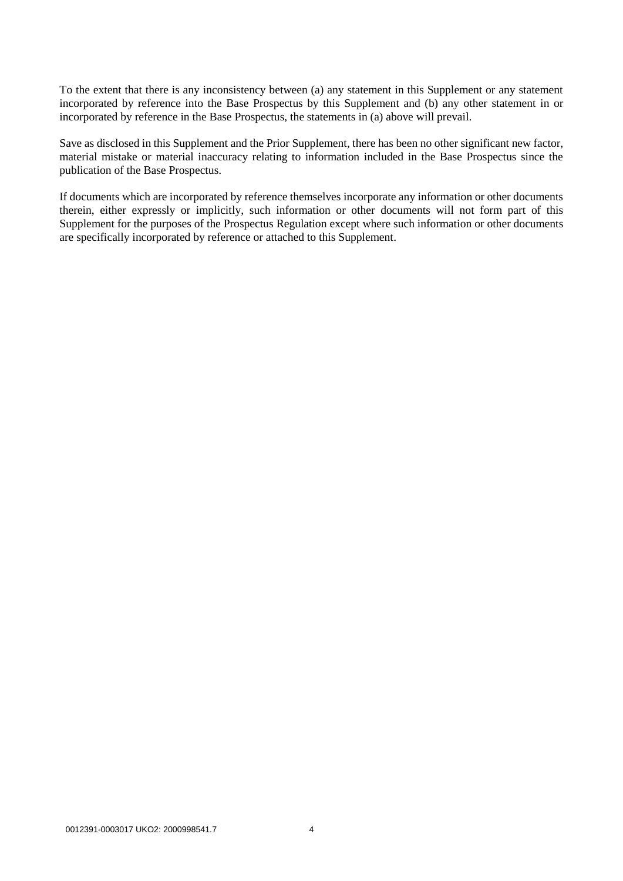To the extent that there is any inconsistency between (a) any statement in this Supplement or any statement incorporated by reference into the Base Prospectus by this Supplement and (b) any other statement in or incorporated by reference in the Base Prospectus, the statements in (a) above will prevail.

Save as disclosed in this Supplement and the Prior Supplement, there has been no other significant new factor, material mistake or material inaccuracy relating to information included in the Base Prospectus since the publication of the Base Prospectus.

If documents which are incorporated by reference themselves incorporate any information or other documents therein, either expressly or implicitly, such information or other documents will not form part of this Supplement for the purposes of the Prospectus Regulation except where such information or other documents are specifically incorporated by reference or attached to this Supplement.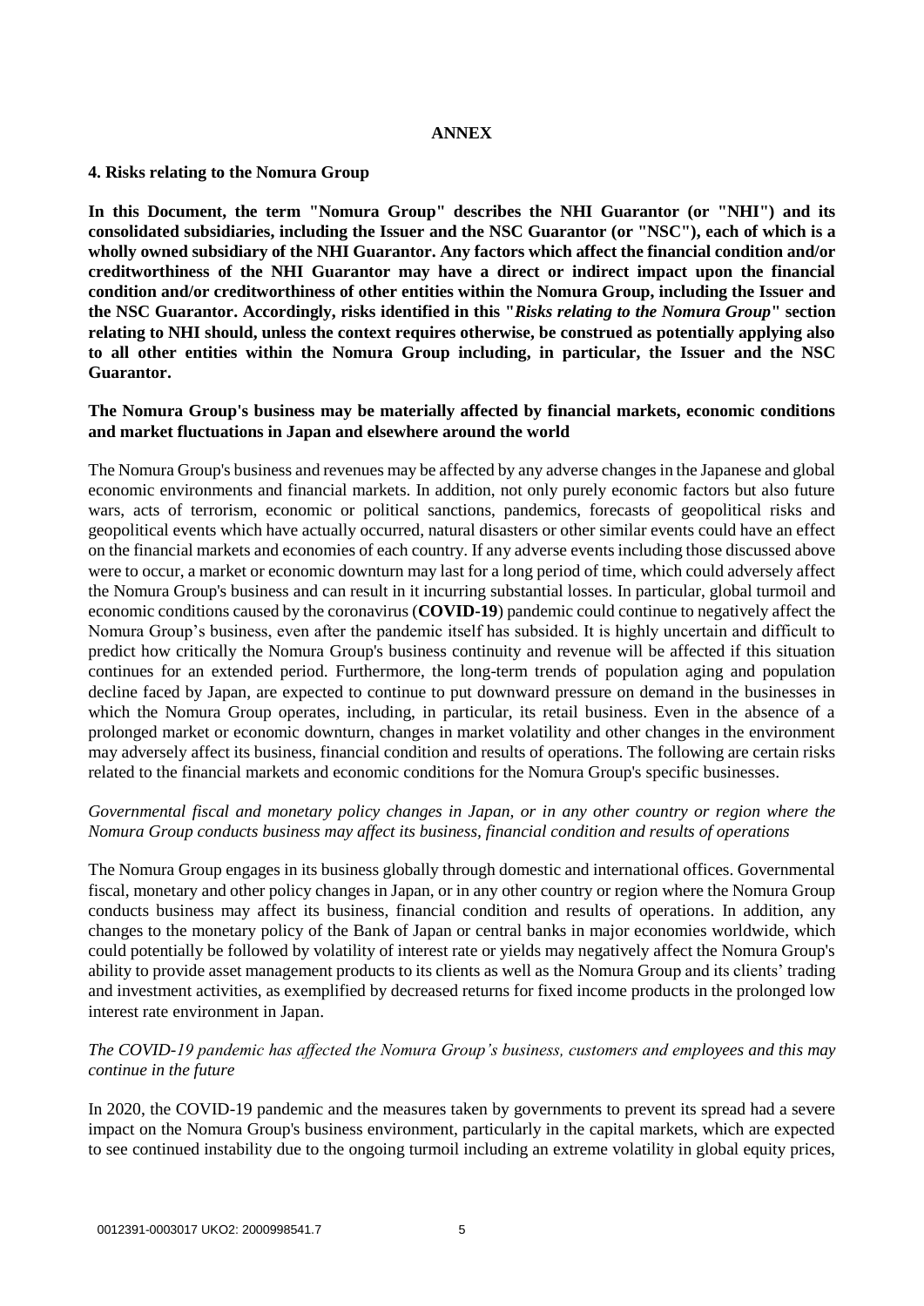# ANNEX

## 4. Risks relating to the Nomura Group

**In this Document, the term "Nomura Group" describes the NHI Guarantor (or "NHI") and its consolidated subsidiaries, including the Issuer and the NSC Guarantor (or "NSC"), each of which is a wholly owned subsidiary of the NHI Guarantor. Any factors which affect the financial condition and/or creditworthiness of the NHI Guarantor may have a direct or indirect impact upon the financial condition and/or creditworthiness of other entities within the Nomura Group, including the Issuer and the NSC Guarantor. Accordingly, risks identified in this "*Risks relating to the Nomura Group*" section relating to NHI should, unless the context requires otherwise, be construed as potentially applying also to all other entities within the Nomura Group including, in particular, the Issuer and the NSC Guarantor.**

### The Nomura Group's business may be materially affected by financial markets, economic conditions and market fluctuations in Japan and elsewhere around the world

The Nomura Group's business and revenues may be affected by any adverse changes in the Japanese and global economic environments and financial markets. In addition, not only purely economic factors but also future wars, acts of terrorism, economic or political sanctions, pandemics, forecasts of geopolitical risks and geopolitical events which have actually occurred, natural disasters or other similar events could have an effect on the financial markets and economies of each country. If any adverse events including those discussed above were to occur, a market or economic downturn may last for a long period of time, which could adversely affect the Nomura Group's business and can result in it incurring substantial losses. In particular, global turmoil and economic conditions caused by the coronavirus (**COVID-19**) pandemic could continue to negatively affect the Nomura Group's business, even after the pandemic itself has subsided. It is highly uncertain and difficult to predict how critically the Nomura Group's business continuity and revenue will be affected if this situation continues for an extended period. Furthermore, the long-term trends of population aging and population decline faced by Japan, are expected to continue to put downward pressure on demand in the businesses in which the Nomura Group operates, including, in particular, its retail business. Even in the absence of a prolonged market or economic downturn, changes in market volatility and other changes in the environment may adversely affect its business, financial condition and results of operations. The following are certain risks related to the financial markets and economic conditions for the Nomura Group's specific businesses.

*Governmental fiscal and monetary policy changes in Japan, or in any other country or region where the Nomura Group conducts business may affect its business, financial condition and results of operations*

The Nomura Group engages in its business globally through domestic and international offices. Governmental fiscal, monetary and other policy changes in Japan, or in any other country or region where the Nomura Group conducts business may affect its business, financial condition and results of operations. In addition, any changes to the monetary policy of the Bank of Japan or central banks in major economies worldwide, which could potentially be followed by volatility of interest rate or yields may negatively affect the Nomura Group's ability to provide asset management products to its clients as well as the Nomura Group and its clients' trading and investment activities, as exemplified by decreased returns for fixed income products in the prolonged low interest rate environment in Japan.

*The COVID-19 pandemic has affected the Nomura Group's business, customers and employees and this may continue in the future*

In 2020, the COVID-19 pandemic and the measures taken by governments to prevent its spread had a severe impact on the Nomura Group's business environment, particularly in the capital markets, which are expected to see continued instability due to the ongoing turmoil including an extreme volatility in global equity prices,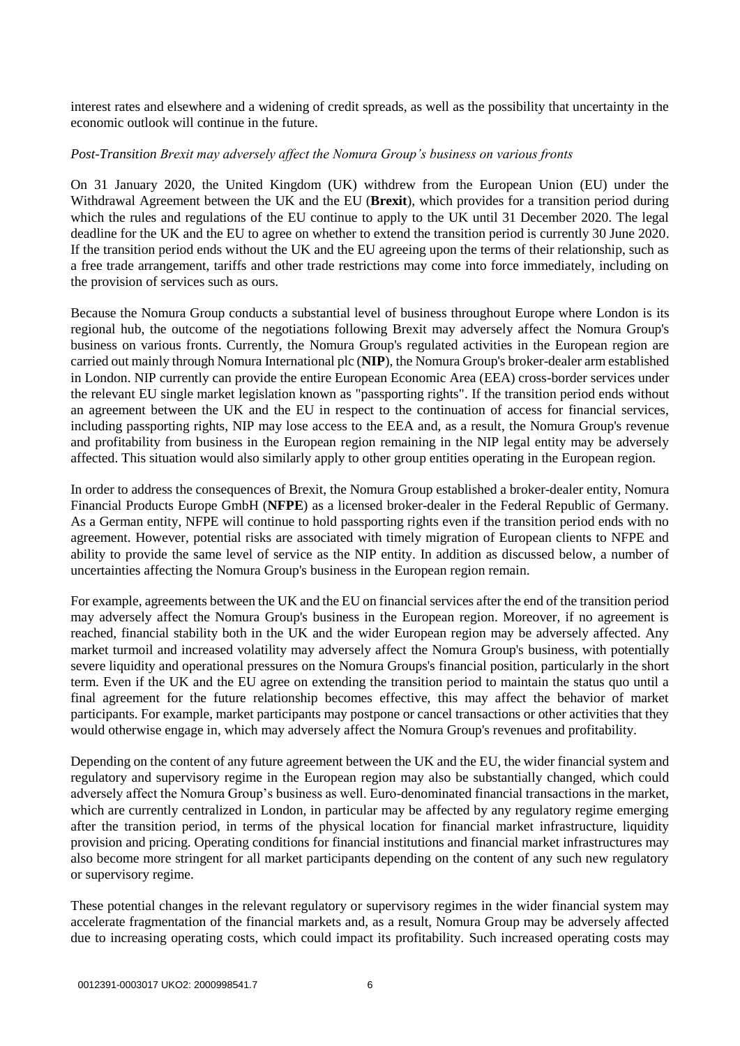interest rates and elsewhere and a widening of credit spreads, as well as the possibility that uncertainty in the economic outlook will continue in the future.

*Post-Transition Brexit may adversely affect the Nomura Group's business on various fronts*

On 31 January 2020, the United Kingdom (UK) withdrew from the European Union (EU) under the Withdrawal Agreement between the UK and the EU (**Brexit**), which provides for a transition period during which the rules and regulations of the EU continue to apply to the UK until 31 December 2020. The legal deadline for the UK and the EU to agree on whether to extend the transition period is currently 30 June 2020. If the transition period ends without the UK and the EU agreeing upon the terms of their relationship, such as a free trade arrangement, tariffs and other trade restrictions may come into force immediately, including on the provision of services such as ours.

Because the Nomura Group conducts a substantial level of business throughout Europe where London is its regional hub, the outcome of the negotiations following Brexit may adversely affect the Nomura Group's business on various fronts. Currently, the Nomura Group's regulated activities in the European region are carried out mainly through Nomura International plc (**NIP**), the Nomura Group's broker-dealer arm established in London. NIP currently can provide the entire European Economic Area (EEA) cross-border services under the relevant EU single market legislation known as "passporting rights". If the transition period ends without an agreement between the UK and the EU in respect to the continuation of access for financial services, including passporting rights, NIP may lose access to the EEA and, as a result, the Nomura Group's revenue and profitability from business in the European region remaining in the NIP legal entity may be adversely affected. This situation would also similarly apply to other group entities operating in the European region.

In order to address the consequences of Brexit, the Nomura Group established a broker-dealer entity, Nomura Financial Products Europe GmbH (**NFPE**) as a licensed broker-dealer in the Federal Republic of Germany. As a German entity, NFPE will continue to hold passporting rights even if the transition period ends with no agreement. However, potential risks are associated with timely migration of European clients to NFPE and ability to provide the same level of service as the NIP entity. In addition as discussed below, a number of uncertainties affecting the Nomura Group's business in the European region remain.

For example, agreements between the UK and the EU on financial services after the end of the transition period may adversely affect the Nomura Group's business in the European region. Moreover, if no agreement is reached, financial stability both in the UK and the wider European region may be adversely affected. Any market turmoil and increased volatility may adversely affect the Nomura Group's business, with potentially severe liquidity and operational pressures on the Nomura Groups's financial position, particularly in the short term. Even if the UK and the EU agree on extending the transition period to maintain the status quo until a final agreement for the future relationship becomes effective, this may affect the behavior of market participants. For example, market participants may postpone or cancel transactions or other activities that they would otherwise engage in, which may adversely affect the Nomura Group's revenues and profitability.

Depending on the content of any future agreement between the UK and the EU, the wider financial system and regulatory and supervisory regime in the European region may also be substantially changed, which could adversely affect the Nomura Group's business as well. Euro-denominated financial transactions in the market, which are currently centralized in London, in particular may be affected by any regulatory regime emerging after the transition period, in terms of the physical location for financial market infrastructure, liquidity provision and pricing. Operating conditions for financial institutions and financial market infrastructures may also become more stringent for all market participants depending on the content of any such new regulatory or supervisory regime.

These potential changes in the relevant regulatory or supervisory regimes in the wider financial system may accelerate fragmentation of the financial markets and, as a result, Nomura Group may be adversely affected due to increasing operating costs, which could impact its profitability. Such increased operating costs may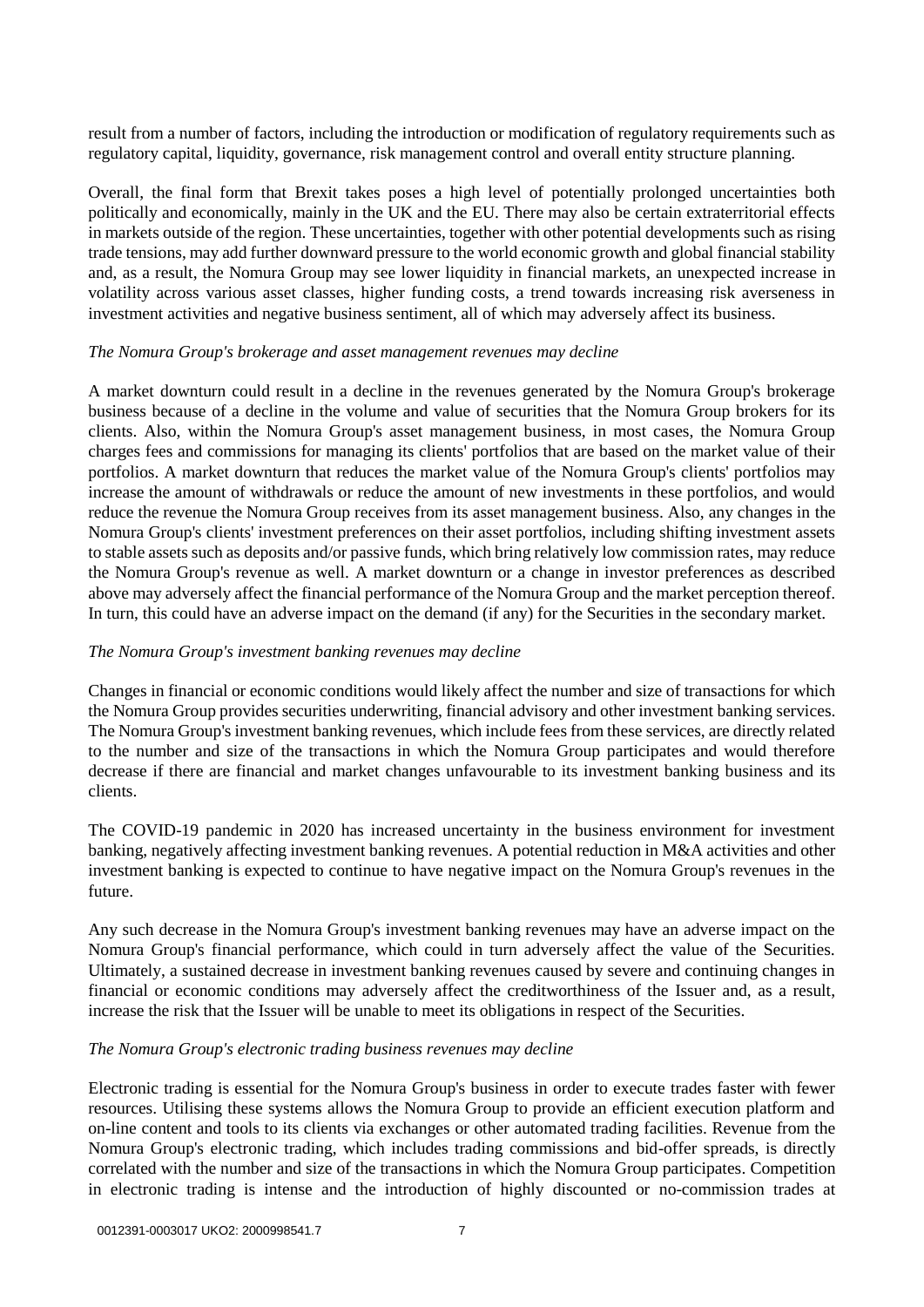result from a number of factors, including the introduction or modification of regulatory requirements such as regulatory capital, liquidity, governance, risk management control and overall entity structure planning.

Overall, the final form that Brexit takes poses a high level of potentially prolonged uncertainties both politically and economically, mainly in the UK and the EU. There may also be certain extraterritorial effects in markets outside of the region. These uncertainties, together with other potential developments such as rising trade tensions, may add further downward pressure to the world economic growth and global financial stability and, as a result, the Nomura Group may see lower liquidity in financial markets, an unexpected increase in volatility across various asset classes, higher funding costs, a trend towards increasing risk averseness in investment activities and negative business sentiment, all of which may adversely affect its business.

*The Nomura Group's brokerage and asset management revenues may decline*

A market downturn could result in a decline in the revenues generated by the Nomura Group's brokerage business because of a decline in the volume and value of securities that the Nomura Group brokers for its clients. Also, within the Nomura Group's asset management business, in most cases, the Nomura Group charges fees and commissions for managing its clients' portfolios that are based on the market value of their portfolios. A market downturn that reduces the market value of the Nomura Group's clients' portfolios may increase the amount of withdrawals or reduce the amount of new investments in these portfolios, and would reduce the revenue the Nomura Group receives from its asset management business. Also, any changes in the Nomura Group's clients' investment preferences on their asset portfolios, including shifting investment assets to stable assets such as deposits and/or passive funds, which bring relatively low commission rates, may reduce the Nomura Group's revenue as well. A market downturn or a change in investor preferences as described above may adversely affect the financial performance of the Nomura Group and the market perception thereof. In turn, this could have an adverse impact on the demand (if any) for the Securities in the secondary market.

*The Nomura Group's investment banking revenues may decline*

Changes in financial or economic conditions would likely affect the number and size of transactions for which the Nomura Group provides securities underwriting, financial advisory and other investment banking services. The Nomura Group's investment banking revenues, which include fees from these services, are directly related to the number and size of the transactions in which the Nomura Group participates and would therefore decrease if there are financial and market changes unfavourable to its investment banking business and its clients.

The COVID-19 pandemic in 2020 has increased uncertainty in the business environment for investment banking, negatively affecting investment banking revenues. A potential reduction in M&A activities and other investment banking is expected to continue to have negative impact on the Nomura Group's revenues in the future.

Any such decrease in the Nomura Group's investment banking revenues may have an adverse impact on the Nomura Group's financial performance, which could in turn adversely affect the value of the Securities. Ultimately, a sustained decrease in investment banking revenues caused by severe and continuing changes in financial or economic conditions may adversely affect the creditworthiness of the Issuer and, as a result, increase the risk that the Issuer will be unable to meet its obligations in respect of the Securities.

*The Nomura Group's electronic trading business revenues may decline*

Electronic trading is essential for the Nomura Group's business in order to execute trades faster with fewer resources. Utilising these systems allows the Nomura Group to provide an efficient execution platform and on-line content and tools to its clients via exchanges or other automated trading facilities. Revenue from the Nomura Group's electronic trading, which includes trading commissions and bid-offer spreads, is directly correlated with the number and size of the transactions in which the Nomura Group participates. Competition in electronic trading is intense and the introduction of highly discounted or no-commission trades at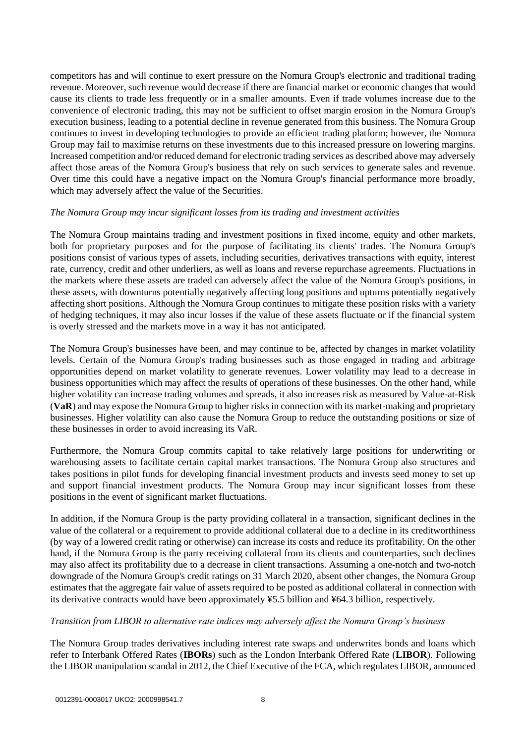competitors has and will continue to exert pressure on the Nomura Group's electronic and traditional trading revenue. Moreover, such revenue would decrease if there are financial market or economic changes that would cause its clients to trade less frequently or in a smaller amounts. Even if trade volumes increase due to the convenience of electronic trading, this may not be sufficient to offset margin erosion in the Nomura Group's execution business, leading to a potential decline in revenue generated from this business. The Nomura Group continues to invest in developing technologies to provide an efficient trading platform; however, the Nomura Group may fail to maximise returns on these investments due to this increased pressure on lowering margins. Increased competition and/or reduced demand for electronic trading services as described above may adversely affect those areas of the Nomura Group's business that rely on such services to generate sales and revenue. Over time this could have a negative impact on the Nomura Group's financial performance more broadly, which may adversely affect the value of the Securities.

*The Nomura Group may incur significant losses from its trading and investment activities*

The Nomura Group maintains trading and investment positions in fixed income, equity and other markets, both for proprietary purposes and for the purpose of facilitating its clients' trades. The Nomura Group's positions consist of various types of assets, including securities, derivatives transactions with equity, interest rate, currency, credit and other underliers, as well as loans and reverse repurchase agreements. Fluctuations in the markets where these assets are traded can adversely affect the value of the Nomura Group's positions, in these assets, with downturns potentially negatively affecting long positions and upturns potentially negatively affecting short positions. Although the Nomura Group continues to mitigate these position risks with a variety of hedging techniques, it may also incur losses if the value of these assets fluctuate or if the financial system is overly stressed and the markets move in a way it has not anticipated.

The Nomura Group's businesses have been, and may continue to be, affected by changes in market volatility levels. Certain of the Nomura Group's trading businesses such as those engaged in trading and arbitrage opportunities depend on market volatility to generate revenues. Lower volatility may lead to a decrease in business opportunities which may affect the results of operations of these businesses. On the other hand, while higher volatility can increase trading volumes and spreads, it also increases risk as measured by Value-at-Risk (**VaR**) and may expose the Nomura Group to higher risks in connection with its market-making and proprietary businesses. Higher volatility can also cause the Nomura Group to reduce the outstanding positions or size of these businesses in order to avoid increasing its VaR.

Furthermore, the Nomura Group commits capital to take relatively large positions for underwriting or warehousing assets to facilitate certain capital market transactions. The Nomura Group also structures and takes positions in pilot funds for developing financial investment products and invests seed money to set up and support financial investment products. The Nomura Group may incur significant losses from these positions in the event of significant market fluctuations.

In addition, if the Nomura Group is the party providing collateral in a transaction, significant declines in the value of the collateral or a requirement to provide additional collateral due to a decline in its creditworthiness (by way of a lowered credit rating or otherwise) can increase its costs and reduce its profitability. On the other hand, if the Nomura Group is the party receiving collateral from its clients and counterparties, such declines may also affect its profitability due to a decrease in client transactions. Assuming a one-notch and two-notch downgrade of the Nomura Group's credit ratings on 31 March 2020, absent other changes, the Nomura Group estimates that the aggregate fair value of assets required to be posted as additional collateral in connection with its derivative contracts would have been approximately ¥5.5 billion and ¥64.3 billion, respectively.

*Transition from LIBOR to alternative rate indices may adversely affect the Nomura Group's business*

The Nomura Group trades derivatives including interest rate swaps and underwrites bonds and loans which refer to Interbank Offered Rates (**IBORs**) such as the London Interbank Offered Rate (**LIBOR**). Following the LIBOR manipulation scandal in 2012, the Chief Executive of the FCA, which regulates LIBOR, announced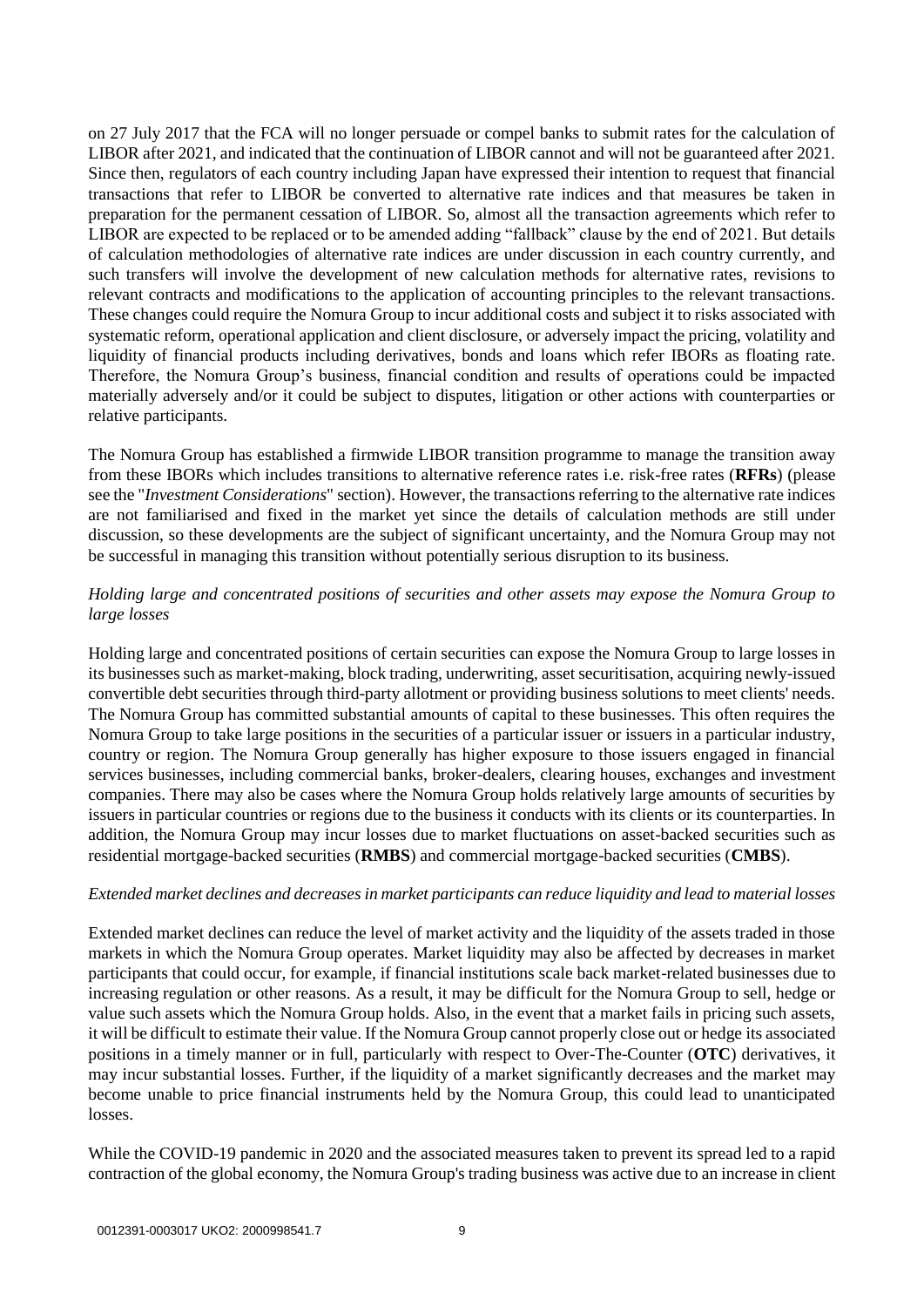on 27 July 2017 that the FCA will no longer persuade or compel banks to submit rates for the calculation of LIBOR after 2021, and indicated that the continuation of LIBOR cannot and will not be guaranteed after 2021. Since then, regulators of each country including Japan have expressed their intention to request that financial transactions that refer to LIBOR be converted to alternative rate indices and that measures be taken in preparation for the permanent cessation of LIBOR. So, almost all the transaction agreements which refer to LIBOR are expected to be replaced or to be amended adding "fallback" clause by the end of 2021. But details of calculation methodologies of alternative rate indices are under discussion in each country currently, and such transfers will involve the development of new calculation methods for alternative rates, revisions to relevant contracts and modifications to the application of accounting principles to the relevant transactions. These changes could require the Nomura Group to incur additional costs and subject it to risks associated with systematic reform, operational application and client disclosure, or adversely impact the pricing, volatility and liquidity of financial products including derivatives, bonds and loans which refer IBORs as floating rate. Therefore, the Nomura Group's business, financial condition and results of operations could be impacted materially adversely and/or it could be subject to disputes, litigation or other actions with counterparties or relative participants.

The Nomura Group has established a firmwide LIBOR transition programme to manage the transition away from these IBORs which includes transitions to alternative reference rates i.e. risk-free rates (**RFRs**) (please see the "*Investment Considerations*" section). However, the transactions referring to the alternative rate indices are not familiarised and fixed in the market yet since the details of calculation methods are still under discussion, so these developments are the subject of significant uncertainty, and the Nomura Group may not be successful in managing this transition without potentially serious disruption to its business.

*Holding large and concentrated positions of securities and other assets may expose the Nomura Group to large losses*

Holding large and concentrated positions of certain securities can expose the Nomura Group to large losses in its businesses such as market-making, block trading, underwriting, asset securitisation, acquiring newly-issued convertible debt securities through third-party allotment or providing business solutions to meet clients' needs. The Nomura Group has committed substantial amounts of capital to these businesses. This often requires the Nomura Group to take large positions in the securities of a particular issuer or issuers in a particular industry, country or region. The Nomura Group generally has higher exposure to those issuers engaged in financial services businesses, including commercial banks, broker-dealers, clearing houses, exchanges and investment companies. There may also be cases where the Nomura Group holds relatively large amounts of securities by issuers in particular countries or regions due to the business it conducts with its clients or its counterparties. In addition, the Nomura Group may incur losses due to market fluctuations on asset-backed securities such as residential mortgage-backed securities (**RMBS**) and commercial mortgage-backed securities (**CMBS**).

*Extended market declines and decreases in market participants can reduce liquidity and lead to material losses*

Extended market declines can reduce the level of market activity and the liquidity of the assets traded in those markets in which the Nomura Group operates. Market liquidity may also be affected by decreases in market participants that could occur, for example, if financial institutions scale back market-related businesses due to increasing regulation or other reasons. As a result, it may be difficult for the Nomura Group to sell, hedge or value such assets which the Nomura Group holds. Also, in the event that a market fails in pricing such assets, it will be difficult to estimate their value. If the Nomura Group cannot properly close out or hedge its associated positions in a timely manner or in full, particularly with respect to Over-The-Counter (**OTC**) derivatives, it may incur substantial losses. Further, if the liquidity of a market significantly decreases and the market may become unable to price financial instruments held by the Nomura Group, this could lead to unanticipated losses.

While the COVID-19 pandemic in 2020 and the associated measures taken to prevent its spread led to a rapid contraction of the global economy, the Nomura Group's trading business was active due to an increase in client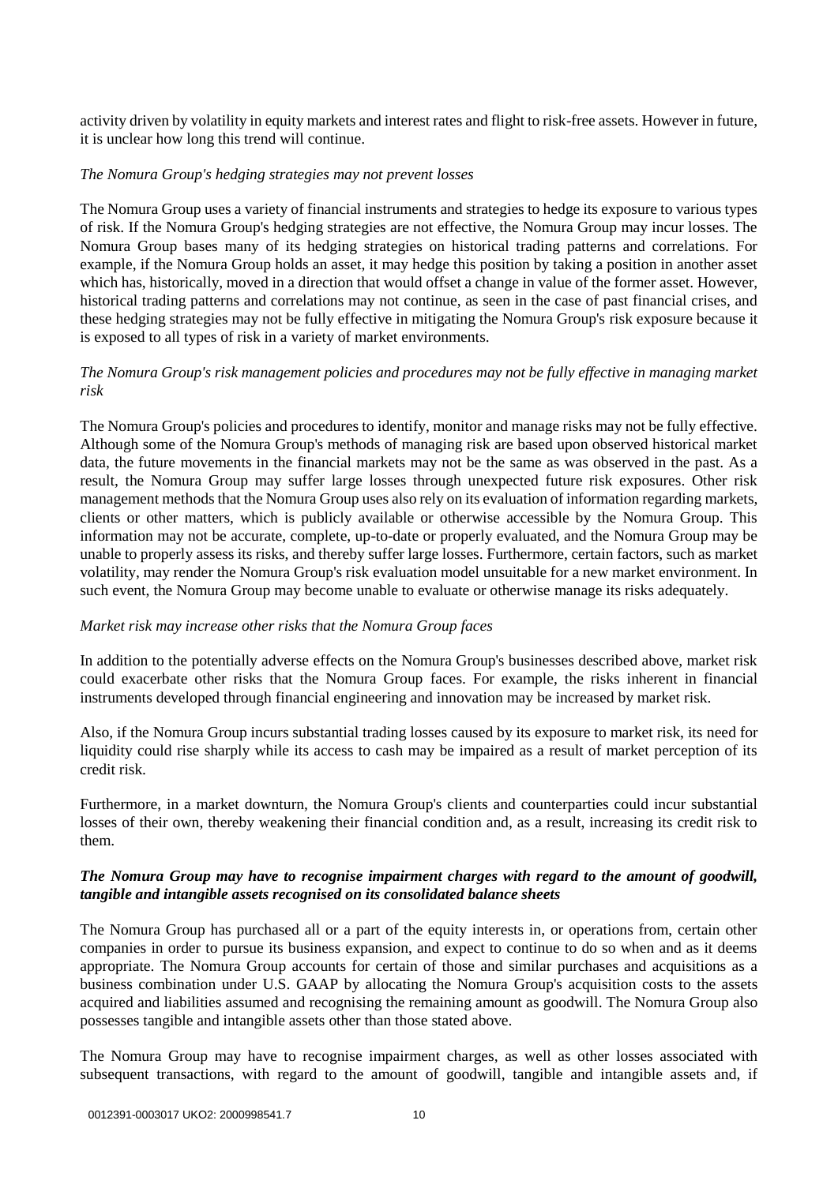activity driven by volatility in equity markets and interest rates and flight to risk-free assets. However in future, it is unclear how long this trend will continue.

*The Nomura Group's hedging strategies may not prevent losses*

The Nomura Group uses a variety of financial instruments and strategies to hedge its exposure to various types of risk. If the Nomura Group's hedging strategies are not effective, the Nomura Group may incur losses. The Nomura Group bases many of its hedging strategies on historical trading patterns and correlations. For example, if the Nomura Group holds an asset, it may hedge this position by taking a position in another asset which has, historically, moved in a direction that would offset a change in value of the former asset. However, historical trading patterns and correlations may not continue, as seen in the case of past financial crises, and these hedging strategies may not be fully effective in mitigating the Nomura Group's risk exposure because it is exposed to all types of risk in a variety of market environments.

*The Nomura Group's risk management policies and procedures may not be fully effective in managing market risk*

The Nomura Group's policies and procedures to identify, monitor and manage risks may not be fully effective. Although some of the Nomura Group's methods of managing risk are based upon observed historical market data, the future movements in the financial markets may not be the same as was observed in the past. As a result, the Nomura Group may suffer large losses through unexpected future risk exposures. Other risk management methods that the Nomura Group uses also rely on its evaluation of information regarding markets, clients or other matters, which is publicly available or otherwise accessible by the Nomura Group. This information may not be accurate, complete, up-to-date or properly evaluated, and the Nomura Group may be unable to properly assess its risks, and thereby suffer large losses. Furthermore, certain factors, such as market volatility, may render the Nomura Group's risk evaluation model unsuitable for a new market environment. In such event, the Nomura Group may become unable to evaluate or otherwise manage its risks adequately.

*Market risk may increase other risks that the Nomura Group faces*

In addition to the potentially adverse effects on the Nomura Group's businesses described above, market risk could exacerbate other risks that the Nomura Group faces. For example, the risks inherent in financial instruments developed through financial engineering and innovation may be increased by market risk.

Also, if the Nomura Group incurs substantial trading losses caused by its exposure to market risk, its need for liquidity could rise sharply while its access to cash may be impaired as a result of market perception of its credit risk.

Furthermore, in a market downturn, the Nomura Group's clients and counterparties could incur substantial losses of their own, thereby weakening their financial condition and, as a result, increasing its credit risk to them.

***The Nomura Group may have to recognise impairment charges with regard to the amount of goodwill, tangible and intangible assets recognised on its consolidated balance sheets***

The Nomura Group has purchased all or a part of the equity interests in, or operations from, certain other companies in order to pursue its business expansion, and expect to continue to do so when and as it deems appropriate. The Nomura Group accounts for certain of those and similar purchases and acquisitions as a business combination under U.S. GAAP by allocating the Nomura Group's acquisition costs to the assets acquired and liabilities assumed and recognising the remaining amount as goodwill. The Nomura Group also possesses tangible and intangible assets other than those stated above.

The Nomura Group may have to recognise impairment charges, as well as other losses associated with subsequent transactions, with regard to the amount of goodwill, tangible and intangible assets and, if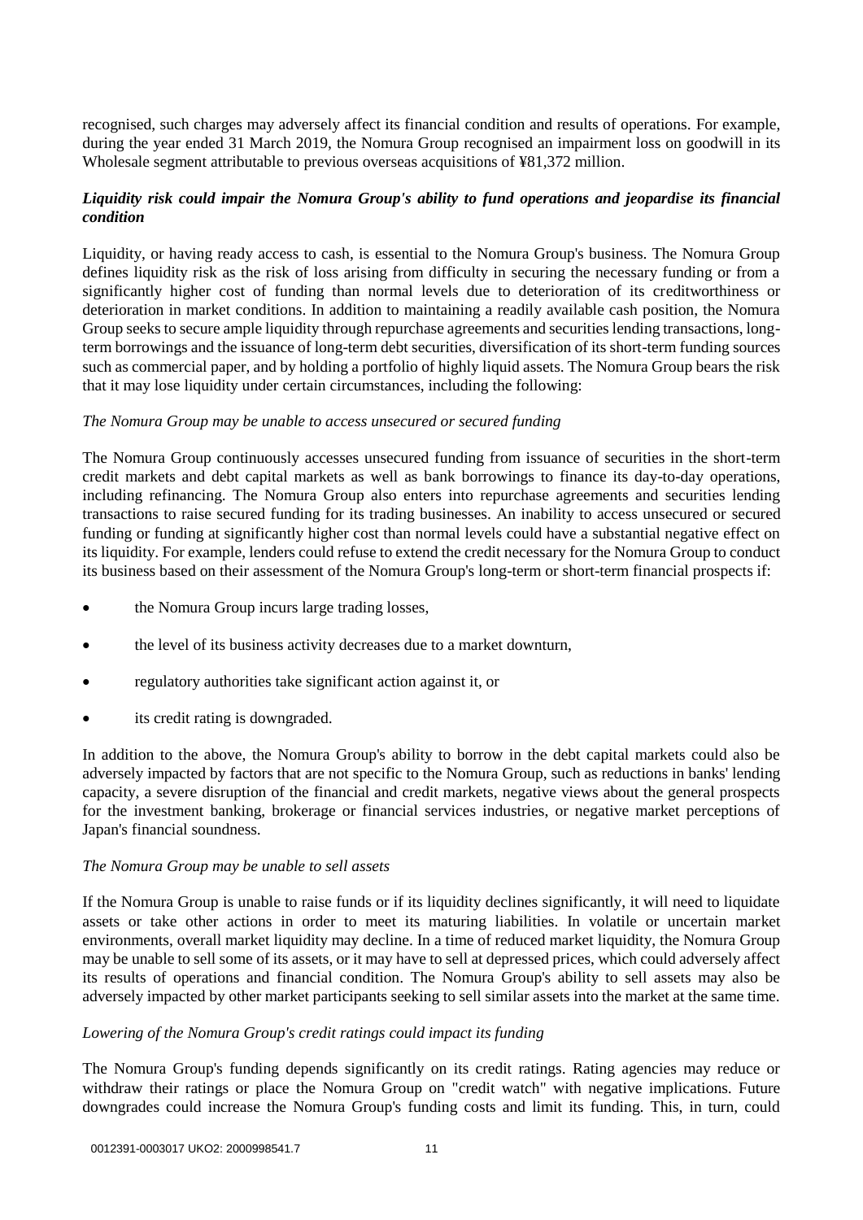recognised, such charges may adversely affect its financial condition and results of operations. For example, during the year ended 31 March 2019, the Nomura Group recognised an impairment loss on goodwill in its Wholesale segment attributable to previous overseas acquisitions of ¥81,372 million.

### *Liquidity risk could impair the Nomura Group's ability to fund operations and jeopardise its financial condition*

Liquidity, or having ready access to cash, is essential to the Nomura Group's business. The Nomura Group defines liquidity risk as the risk of loss arising from difficulty in securing the necessary funding or from a significantly higher cost of funding than normal levels due to deterioration of its creditworthiness or deterioration in market conditions. In addition to maintaining a readily available cash position, the Nomura Group seeks to secure ample liquidity through repurchase agreements and securities lending transactions, long-term borrowings and the issuance of long-term debt securities, diversification of its short-term funding sources such as commercial paper, and by holding a portfolio of highly liquid assets. The Nomura Group bears the risk that it may lose liquidity under certain circumstances, including the following:

*The Nomura Group may be unable to access unsecured or secured funding*

The Nomura Group continuously accesses unsecured funding from issuance of securities in the short-term credit markets and debt capital markets as well as bank borrowings to finance its day-to-day operations, including refinancing. The Nomura Group also enters into repurchase agreements and securities lending transactions to raise secured funding for its trading businesses. An inability to access unsecured or secured funding or funding at significantly higher cost than normal levels could have a substantial negative effect on its liquidity. For example, lenders could refuse to extend the credit necessary for the Nomura Group to conduct its business based on their assessment of the Nomura Group's long-term or short-term financial prospects if:

- the Nomura Group incurs large trading losses,
- the level of its business activity decreases due to a market downturn,
- regulatory authorities take significant action against it, or
- its credit rating is downgraded.

In addition to the above, the Nomura Group's ability to borrow in the debt capital markets could also be adversely impacted by factors that are not specific to the Nomura Group, such as reductions in banks' lending capacity, a severe disruption of the financial and credit markets, negative views about the general prospects for the investment banking, brokerage or financial services industries, or negative market perceptions of Japan's financial soundness.

*The Nomura Group may be unable to sell assets*

If the Nomura Group is unable to raise funds or if its liquidity declines significantly, it will need to liquidate assets or take other actions in order to meet its maturing liabilities. In volatile or uncertain market environments, overall market liquidity may decline. In a time of reduced market liquidity, the Nomura Group may be unable to sell some of its assets, or it may have to sell at depressed prices, which could adversely affect its results of operations and financial condition. The Nomura Group's ability to sell assets may also be adversely impacted by other market participants seeking to sell similar assets into the market at the same time.

*Lowering of the Nomura Group's credit ratings could impact its funding*

The Nomura Group's funding depends significantly on its credit ratings. Rating agencies may reduce or withdraw their ratings or place the Nomura Group on "credit watch" with negative implications. Future downgrades could increase the Nomura Group's funding costs and limit its funding. This, in turn, could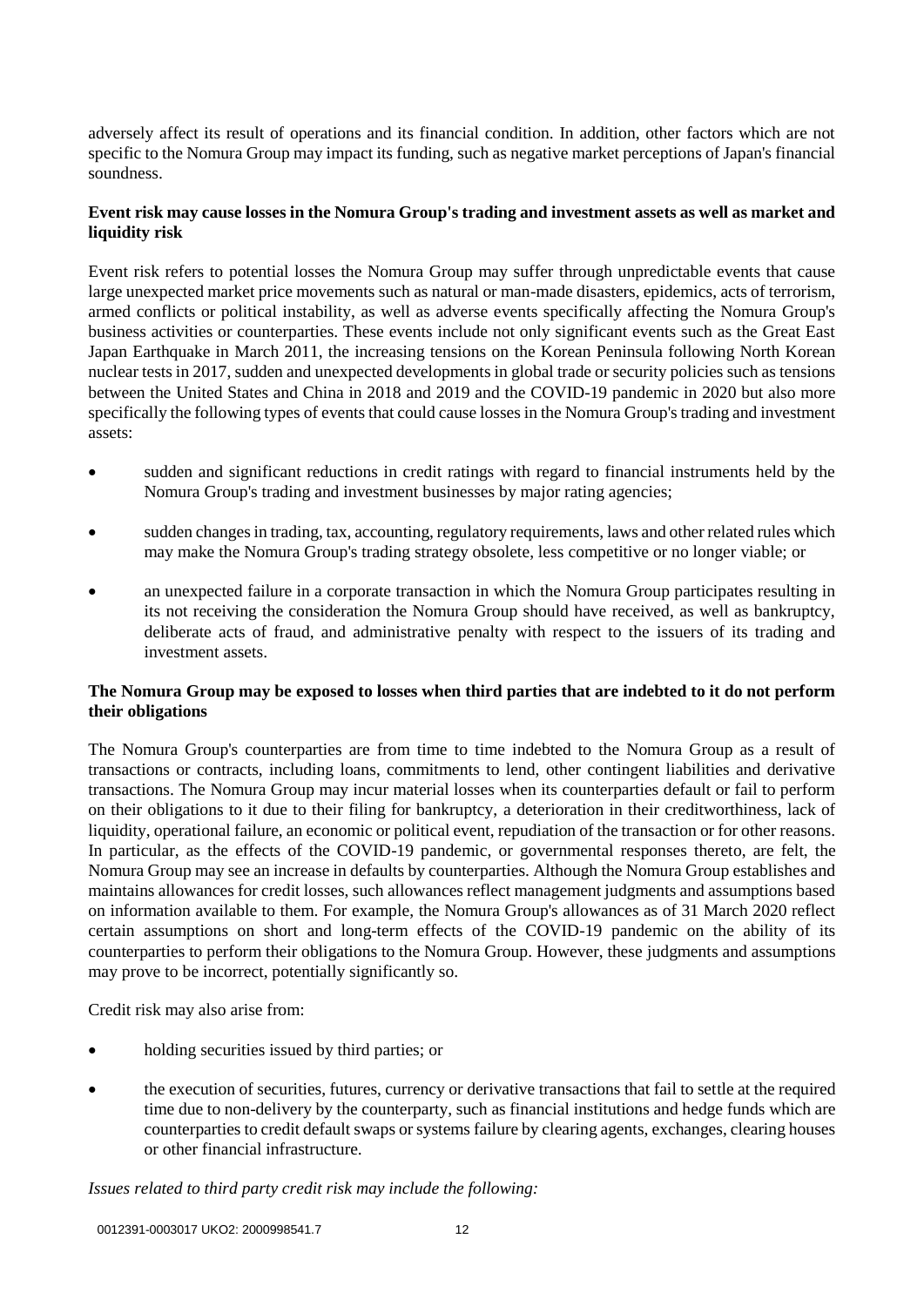adversely affect its result of operations and its financial condition. In addition, other factors which are not specific to the Nomura Group may impact its funding, such as negative market perceptions of Japan's financial soundness.

**Event risk may cause losses in the Nomura Group's trading and investment assets as well as market and liquidity risk**

Event risk refers to potential losses the Nomura Group may suffer through unpredictable events that cause large unexpected market price movements such as natural or man-made disasters, epidemics, acts of terrorism, armed conflicts or political instability, as well as adverse events specifically affecting the Nomura Group's business activities or counterparties. These events include not only significant events such as the Great East Japan Earthquake in March 2011, the increasing tensions on the Korean Peninsula following North Korean nuclear tests in 2017, sudden and unexpected developments in global trade or security policies such as tensions between the United States and China in 2018 and 2019 and the COVID-19 pandemic in 2020 but also more specifically the following types of events that could cause losses in the Nomura Group's trading and investment assets:

- sudden and significant reductions in credit ratings with regard to financial instruments held by the Nomura Group's trading and investment businesses by major rating agencies;
- sudden changes in trading, tax, accounting, regulatory requirements, laws and other related rules which may make the Nomura Group's trading strategy obsolete, less competitive or no longer viable; or
- an unexpected failure in a corporate transaction in which the Nomura Group participates resulting in its not receiving the consideration the Nomura Group should have received, as well as bankruptcy, deliberate acts of fraud, and administrative penalty with respect to the issuers of its trading and investment assets.

**The Nomura Group may be exposed to losses when third parties that are indebted to it do not perform their obligations**

The Nomura Group's counterparties are from time to time indebted to the Nomura Group as a result of transactions or contracts, including loans, commitments to lend, other contingent liabilities and derivative transactions. The Nomura Group may incur material losses when its counterparties default or fail to perform on their obligations to it due to their filing for bankruptcy, a deterioration in their creditworthiness, lack of liquidity, operational failure, an economic or political event, repudiation of the transaction or for other reasons. In particular, as the effects of the COVID-19 pandemic, or governmental responses thereto, are felt, the Nomura Group may see an increase in defaults by counterparties. Although the Nomura Group establishes and maintains allowances for credit losses, such allowances reflect management judgments and assumptions based on information available to them. For example, the Nomura Group's allowances as of 31 March 2020 reflect certain assumptions on short and long-term effects of the COVID-19 pandemic on the ability of its counterparties to perform their obligations to the Nomura Group. However, these judgments and assumptions may prove to be incorrect, potentially significantly so.

Credit risk may also arise from:

- holding securities issued by third parties; or
- the execution of securities, futures, currency or derivative transactions that fail to settle at the required time due to non-delivery by the counterparty, such as financial institutions and hedge funds which are counterparties to credit default swaps or systems failure by clearing agents, exchanges, clearing houses or other financial infrastructure.

*Issues related to third party credit risk may include the following:*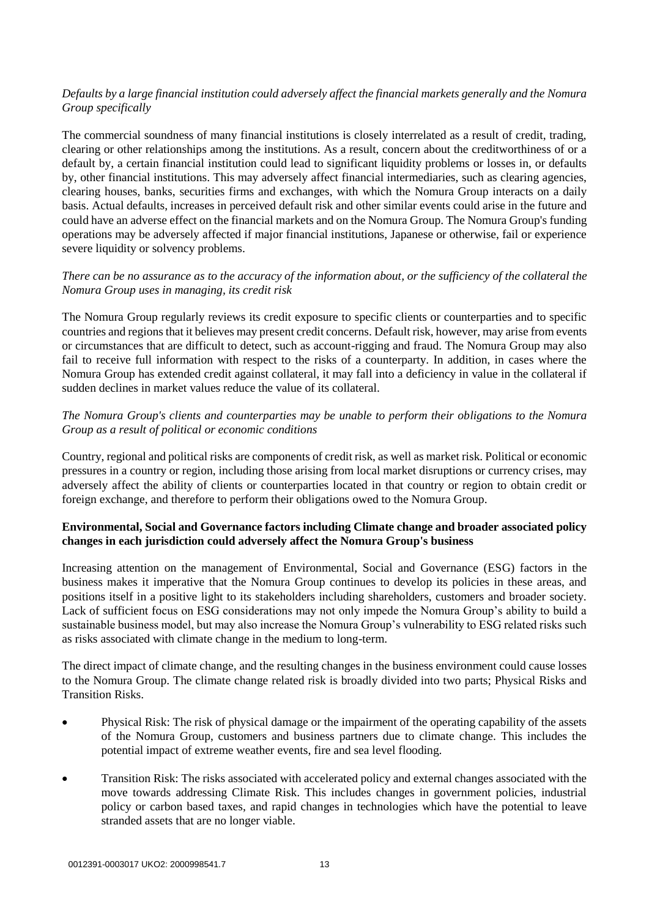*Defaults by a large financial institution could adversely affect the financial markets generally and the Nomura Group specifically*

The commercial soundness of many financial institutions is closely interrelated as a result of credit, trading, clearing or other relationships among the institutions. As a result, concern about the creditworthiness of or a default by, a certain financial institution could lead to significant liquidity problems or losses in, or defaults by, other financial institutions. This may adversely affect financial intermediaries, such as clearing agencies, clearing houses, banks, securities firms and exchanges, with which the Nomura Group interacts on a daily basis. Actual defaults, increases in perceived default risk and other similar events could arise in the future and could have an adverse effect on the financial markets and on the Nomura Group. The Nomura Group's funding operations may be adversely affected if major financial institutions, Japanese or otherwise, fail or experience severe liquidity or solvency problems.

*There can be no assurance as to the accuracy of the information about, or the sufficiency of the collateral the Nomura Group uses in managing, its credit risk*

The Nomura Group regularly reviews its credit exposure to specific clients or counterparties and to specific countries and regions that it believes may present credit concerns. Default risk, however, may arise from events or circumstances that are difficult to detect, such as account-rigging and fraud. The Nomura Group may also fail to receive full information with respect to the risks of a counterparty. In addition, in cases where the Nomura Group has extended credit against collateral, it may fall into a deficiency in value in the collateral if sudden declines in market values reduce the value of its collateral.

*The Nomura Group's clients and counterparties may be unable to perform their obligations to the Nomura Group as a result of political or economic conditions*

Country, regional and political risks are components of credit risk, as well as market risk. Political or economic pressures in a country or region, including those arising from local market disruptions or currency crises, may adversely affect the ability of clients or counterparties located in that country or region to obtain credit or foreign exchange, and therefore to perform their obligations owed to the Nomura Group.

**Environmental, Social and Governance factors including Climate change and broader associated policy changes in each jurisdiction could adversely affect the Nomura Group's business**

Increasing attention on the management of Environmental, Social and Governance (ESG) factors in the business makes it imperative that the Nomura Group continues to develop its policies in these areas, and positions itself in a positive light to its stakeholders including shareholders, customers and broader society. Lack of sufficient focus on ESG considerations may not only impede the Nomura Group's ability to build a sustainable business model, but may also increase the Nomura Group's vulnerability to ESG related risks such as risks associated with climate change in the medium to long-term.

The direct impact of climate change, and the resulting changes in the business environment could cause losses to the Nomura Group. The climate change related risk is broadly divided into two parts; Physical Risks and Transition Risks.

- Physical Risk: The risk of physical damage or the impairment of the operating capability of the assets of the Nomura Group, customers and business partners due to climate change. This includes the potential impact of extreme weather events, fire and sea level flooding.
- Transition Risk: The risks associated with accelerated policy and external changes associated with the move towards addressing Climate Risk. This includes changes in government policies, industrial policy or carbon based taxes, and rapid changes in technologies which have the potential to leave stranded assets that are no longer viable.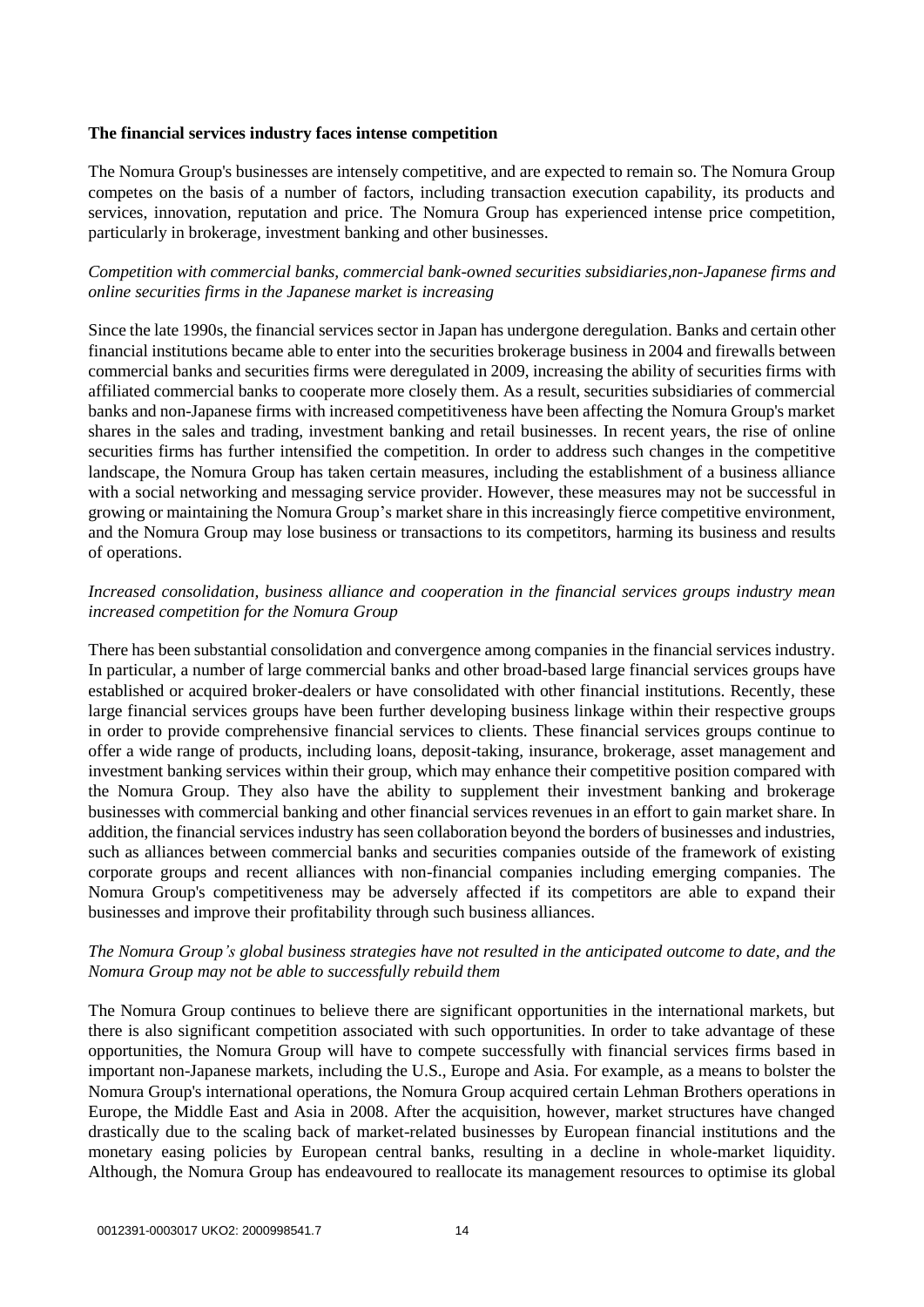**The financial services industry faces intense competition**

The Nomura Group's businesses are intensely competitive, and are expected to remain so. The Nomura Group competes on the basis of a number of factors, including transaction execution capability, its products and services, innovation, reputation and price. The Nomura Group has experienced intense price competition, particularly in brokerage, investment banking and other businesses.

*Competition with commercial banks, commercial bank-owned securities subsidiaries,non-Japanese firms and online securities firms in the Japanese market is increasing*

Since the late 1990s, the financial services sector in Japan has undergone deregulation. Banks and certain other financial institutions became able to enter into the securities brokerage business in 2004 and firewalls between commercial banks and securities firms were deregulated in 2009, increasing the ability of securities firms with affiliated commercial banks to cooperate more closely them. As a result, securities subsidiaries of commercial banks and non-Japanese firms with increased competitiveness have been affecting the Nomura Group's market shares in the sales and trading, investment banking and retail businesses. In recent years, the rise of online securities firms has further intensified the competition. In order to address such changes in the competitive landscape, the Nomura Group has taken certain measures, including the establishment of a business alliance with a social networking and messaging service provider. However, these measures may not be successful in growing or maintaining the Nomura Group's market share in this increasingly fierce competitive environment, and the Nomura Group may lose business or transactions to its competitors, harming its business and results of operations.

*Increased consolidation, business alliance and cooperation in the financial services groups industry mean increased competition for the Nomura Group*

There has been substantial consolidation and convergence among companies in the financial services industry. In particular, a number of large commercial banks and other broad-based large financial services groups have established or acquired broker-dealers or have consolidated with other financial institutions. Recently, these large financial services groups have been further developing business linkage within their respective groups in order to provide comprehensive financial services to clients. These financial services groups continue to offer a wide range of products, including loans, deposit-taking, insurance, brokerage, asset management and investment banking services within their group, which may enhance their competitive position compared with the Nomura Group. They also have the ability to supplement their investment banking and brokerage businesses with commercial banking and other financial services revenues in an effort to gain market share. In addition, the financial services industry has seen collaboration beyond the borders of businesses and industries, such as alliances between commercial banks and securities companies outside of the framework of existing corporate groups and recent alliances with non-financial companies including emerging companies. The Nomura Group's competitiveness may be adversely affected if its competitors are able to expand their businesses and improve their profitability through such business alliances.

*The Nomura Group's global business strategies have not resulted in the anticipated outcome to date, and the Nomura Group may not be able to successfully rebuild them*

The Nomura Group continues to believe there are significant opportunities in the international markets, but there is also significant competition associated with such opportunities. In order to take advantage of these opportunities, the Nomura Group will have to compete successfully with financial services firms based in important non-Japanese markets, including the U.S., Europe and Asia. For example, as a means to bolster the Nomura Group's international operations, the Nomura Group acquired certain Lehman Brothers operations in Europe, the Middle East and Asia in 2008. After the acquisition, however, market structures have changed drastically due to the scaling back of market-related businesses by European financial institutions and the monetary easing policies by European central banks, resulting in a decline in whole-market liquidity. Although, the Nomura Group has endeavoured to reallocate its management resources to optimise its global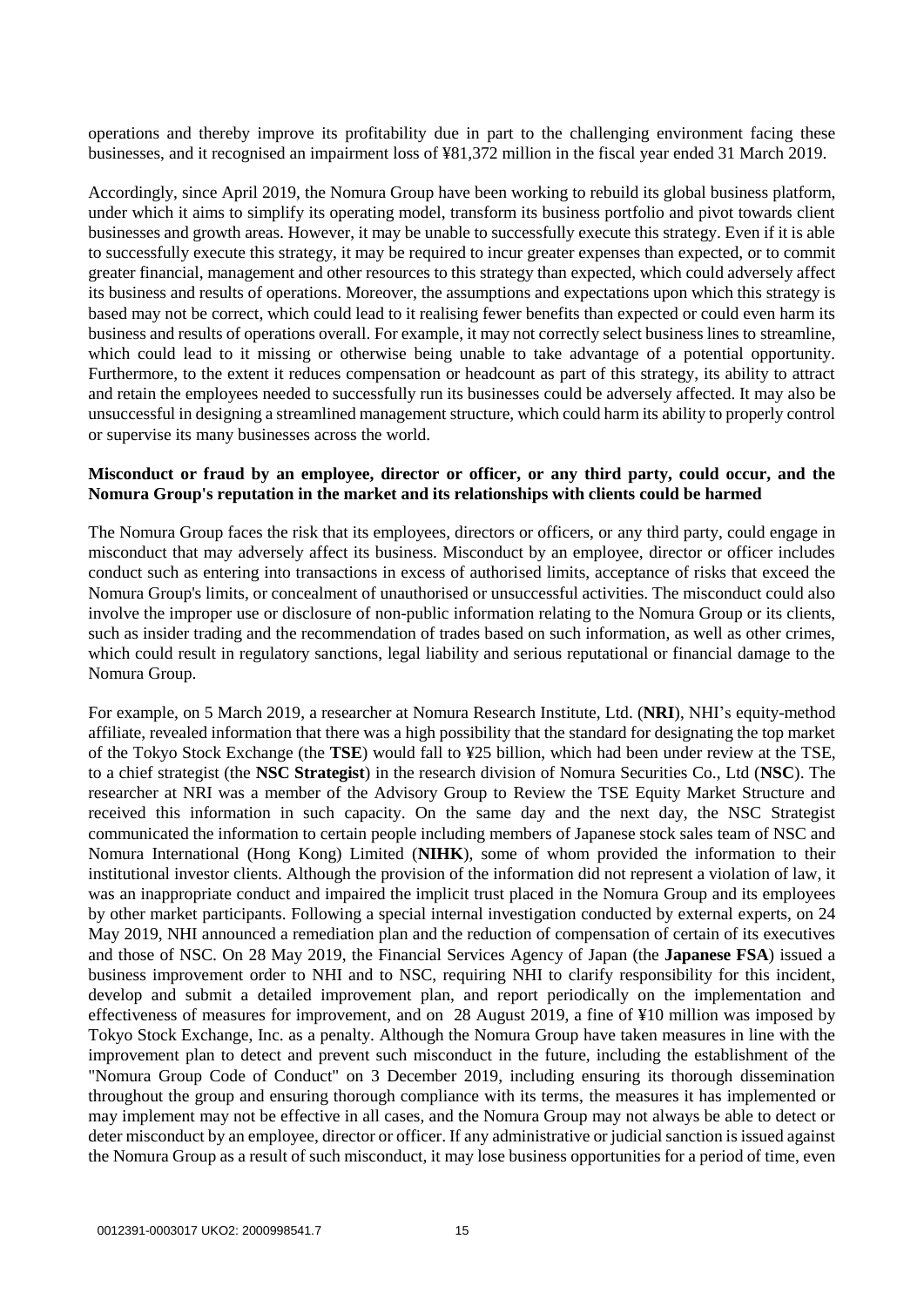operations and thereby improve its profitability due in part to the challenging environment facing these businesses, and it recognised an impairment loss of ¥81,372 million in the fiscal year ended 31 March 2019.

Accordingly, since April 2019, the Nomura Group have been working to rebuild its global business platform, under which it aims to simplify its operating model, transform its business portfolio and pivot towards client businesses and growth areas. However, it may be unable to successfully execute this strategy. Even if it is able to successfully execute this strategy, it may be required to incur greater expenses than expected, or to commit greater financial, management and other resources to this strategy than expected, which could adversely affect its business and results of operations. Moreover, the assumptions and expectations upon which this strategy is based may not be correct, which could lead to it realising fewer benefits than expected or could even harm its business and results of operations overall. For example, it may not correctly select business lines to streamline, which could lead to it missing or otherwise being unable to take advantage of a potential opportunity. Furthermore, to the extent it reduces compensation or headcount as part of this strategy, its ability to attract and retain the employees needed to successfully run its businesses could be adversely affected. It may also be unsuccessful in designing a streamlined management structure, which could harm its ability to properly control or supervise its many businesses across the world.

**Misconduct or fraud by an employee, director or officer, or any third party, could occur, and the Nomura Group's reputation in the market and its relationships with clients could be harmed**

The Nomura Group faces the risk that its employees, directors or officers, or any third party, could engage in misconduct that may adversely affect its business. Misconduct by an employee, director or officer includes conduct such as entering into transactions in excess of authorised limits, acceptance of risks that exceed the Nomura Group's limits, or concealment of unauthorised or unsuccessful activities. The misconduct could also involve the improper use or disclosure of non-public information relating to the Nomura Group or its clients, such as insider trading and the recommendation of trades based on such information, as well as other crimes, which could result in regulatory sanctions, legal liability and serious reputational or financial damage to the Nomura Group.

For example, on 5 March 2019, a researcher at Nomura Research Institute, Ltd. (**NRI**), NHI's equity-method affiliate, revealed information that there was a high possibility that the standard for designating the top market of the Tokyo Stock Exchange (the **TSE**) would fall to ¥25 billion, which had been under review at the TSE, to a chief strategist (the **NSC Strategist**) in the research division of Nomura Securities Co., Ltd (**NSC**). The researcher at NRI was a member of the Advisory Group to Review the TSE Equity Market Structure and received this information in such capacity. On the same day and the next day, the NSC Strategist communicated the information to certain people including members of Japanese stock sales team of NSC and Nomura International (Hong Kong) Limited (**NIHK**), some of whom provided the information to their institutional investor clients. Although the provision of the information did not represent a violation of law, it was an inappropriate conduct and impaired the implicit trust placed in the Nomura Group and its employees by other market participants. Following a special internal investigation conducted by external experts, on 24 May 2019, NHI announced a remediation plan and the reduction of compensation of certain of its executives and those of NSC. On 28 May 2019, the Financial Services Agency of Japan (the **Japanese FSA**) issued a business improvement order to NHI and to NSC, requiring NHI to clarify responsibility for this incident, develop and submit a detailed improvement plan, and report periodically on the implementation and effectiveness of measures for improvement, and on 28 August 2019, a fine of ¥10 million was imposed by Tokyo Stock Exchange, Inc. as a penalty. Although the Nomura Group have taken measures in line with the improvement plan to detect and prevent such misconduct in the future, including the establishment of the "Nomura Group Code of Conduct" on 3 December 2019, including ensuring its thorough dissemination throughout the group and ensuring thorough compliance with its terms, the measures it has implemented or may implement may not be effective in all cases, and the Nomura Group may not always be able to detect or deter misconduct by an employee, director or officer. If any administrative or judicial sanction is issued against the Nomura Group as a result of such misconduct, it may lose business opportunities for a period of time, even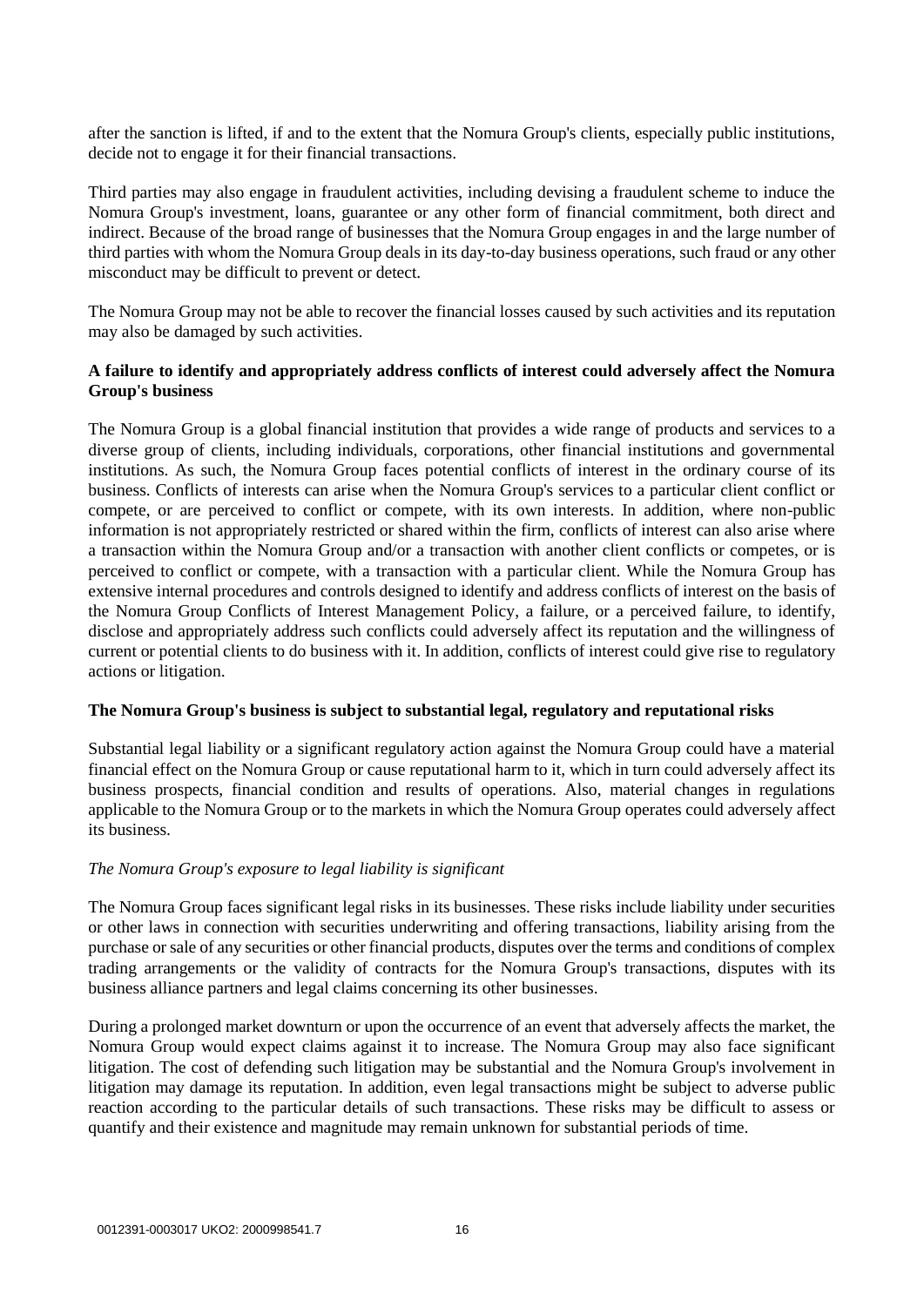after the sanction is lifted, if and to the extent that the Nomura Group's clients, especially public institutions, decide not to engage it for their financial transactions.

Third parties may also engage in fraudulent activities, including devising a fraudulent scheme to induce the Nomura Group's investment, loans, guarantee or any other form of financial commitment, both direct and indirect. Because of the broad range of businesses that the Nomura Group engages in and the large number of third parties with whom the Nomura Group deals in its day-to-day business operations, such fraud or any other misconduct may be difficult to prevent or detect.

The Nomura Group may not be able to recover the financial losses caused by such activities and its reputation may also be damaged by such activities.

**A failure to identify and appropriately address conflicts of interest could adversely affect the Nomura Group's business**

The Nomura Group is a global financial institution that provides a wide range of products and services to a diverse group of clients, including individuals, corporations, other financial institutions and governmental institutions. As such, the Nomura Group faces potential conflicts of interest in the ordinary course of its business. Conflicts of interests can arise when the Nomura Group's services to a particular client conflict or compete, or are perceived to conflict or compete, with its own interests. In addition, where non-public information is not appropriately restricted or shared within the firm, conflicts of interest can also arise where a transaction within the Nomura Group and/or a transaction with another client conflicts or competes, or is perceived to conflict or compete, with a transaction with a particular client. While the Nomura Group has extensive internal procedures and controls designed to identify and address conflicts of interest on the basis of the Nomura Group Conflicts of Interest Management Policy, a failure, or a perceived failure, to identify, disclose and appropriately address such conflicts could adversely affect its reputation and the willingness of current or potential clients to do business with it. In addition, conflicts of interest could give rise to regulatory actions or litigation.

**The Nomura Group's business is subject to substantial legal, regulatory and reputational risks**

Substantial legal liability or a significant regulatory action against the Nomura Group could have a material financial effect on the Nomura Group or cause reputational harm to it, which in turn could adversely affect its business prospects, financial condition and results of operations. Also, material changes in regulations applicable to the Nomura Group or to the markets in which the Nomura Group operates could adversely affect its business.

*The Nomura Group's exposure to legal liability is significant*

The Nomura Group faces significant legal risks in its businesses. These risks include liability under securities or other laws in connection with securities underwriting and offering transactions, liability arising from the purchase or sale of any securities or other financial products, disputes over the terms and conditions of complex trading arrangements or the validity of contracts for the Nomura Group's transactions, disputes with its business alliance partners and legal claims concerning its other businesses.

During a prolonged market downturn or upon the occurrence of an event that adversely affects the market, the Nomura Group would expect claims against it to increase. The Nomura Group may also face significant litigation. The cost of defending such litigation may be substantial and the Nomura Group's involvement in litigation may damage its reputation. In addition, even legal transactions might be subject to adverse public reaction according to the particular details of such transactions. These risks may be difficult to assess or quantify and their existence and magnitude may remain unknown for substantial periods of time.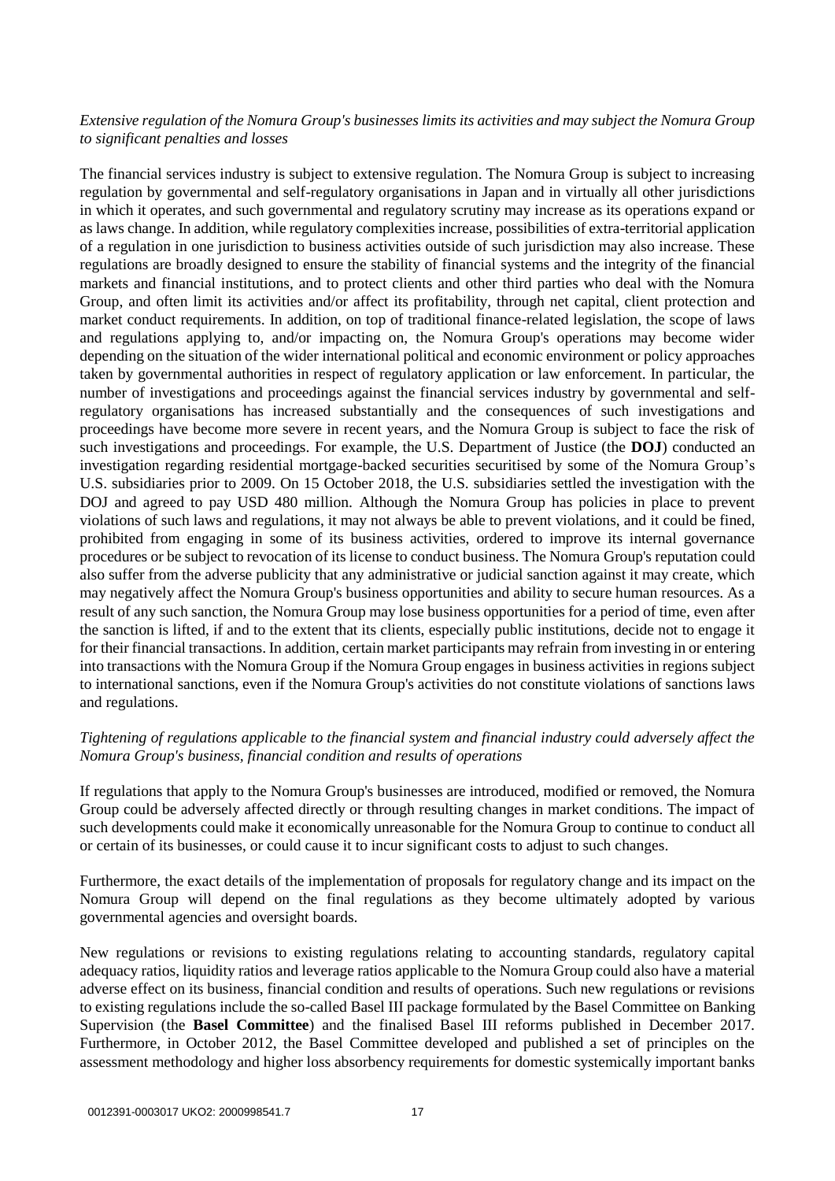*Extensive regulation of the Nomura Group's businesses limits its activities and may subject the Nomura Group to significant penalties and losses*

The financial services industry is subject to extensive regulation. The Nomura Group is subject to increasing regulation by governmental and self-regulatory organisations in Japan and in virtually all other jurisdictions in which it operates, and such governmental and regulatory scrutiny may increase as its operations expand or as laws change. In addition, while regulatory complexities increase, possibilities of extra-territorial application of a regulation in one jurisdiction to business activities outside of such jurisdiction may also increase. These regulations are broadly designed to ensure the stability of financial systems and the integrity of the financial markets and financial institutions, and to protect clients and other third parties who deal with the Nomura Group, and often limit its activities and/or affect its profitability, through net capital, client protection and market conduct requirements. In addition, on top of traditional finance-related legislation, the scope of laws and regulations applying to, and/or impacting on, the Nomura Group's operations may become wider depending on the situation of the wider international political and economic environment or policy approaches taken by governmental authorities in respect of regulatory application or law enforcement. In particular, the number of investigations and proceedings against the financial services industry by governmental and self-regulatory organisations has increased substantially and the consequences of such investigations and proceedings have become more severe in recent years, and the Nomura Group is subject to face the risk of such investigations and proceedings. For example, the U.S. Department of Justice (the **DOJ**) conducted an investigation regarding residential mortgage-backed securities securitised by some of the Nomura Group's U.S. subsidiaries prior to 2009. On 15 October 2018, the U.S. subsidiaries settled the investigation with the DOJ and agreed to pay USD 480 million. Although the Nomura Group has policies in place to prevent violations of such laws and regulations, it may not always be able to prevent violations, and it could be fined, prohibited from engaging in some of its business activities, ordered to improve its internal governance procedures or be subject to revocation of its license to conduct business. The Nomura Group's reputation could also suffer from the adverse publicity that any administrative or judicial sanction against it may create, which may negatively affect the Nomura Group's business opportunities and ability to secure human resources. As a result of any such sanction, the Nomura Group may lose business opportunities for a period of time, even after the sanction is lifted, if and to the extent that its clients, especially public institutions, decide not to engage it for their financial transactions. In addition, certain market participants may refrain from investing in or entering into transactions with the Nomura Group if the Nomura Group engages in business activities in regions subject to international sanctions, even if the Nomura Group's activities do not constitute violations of sanctions laws and regulations.

*Tightening of regulations applicable to the financial system and financial industry could adversely affect the Nomura Group's business, financial condition and results of operations*

If regulations that apply to the Nomura Group's businesses are introduced, modified or removed, the Nomura Group could be adversely affected directly or through resulting changes in market conditions. The impact of such developments could make it economically unreasonable for the Nomura Group to continue to conduct all or certain of its businesses, or could cause it to incur significant costs to adjust to such changes.

Furthermore, the exact details of the implementation of proposals for regulatory change and its impact on the Nomura Group will depend on the final regulations as they become ultimately adopted by various governmental agencies and oversight boards.

New regulations or revisions to existing regulations relating to accounting standards, regulatory capital adequacy ratios, liquidity ratios and leverage ratios applicable to the Nomura Group could also have a material adverse effect on its business, financial condition and results of operations. Such new regulations or revisions to existing regulations include the so-called Basel III package formulated by the Basel Committee on Banking Supervision (the **Basel Committee**) and the finalised Basel III reforms published in December 2017. Furthermore, in October 2012, the Basel Committee developed and published a set of principles on the assessment methodology and higher loss absorbency requirements for domestic systemically important banks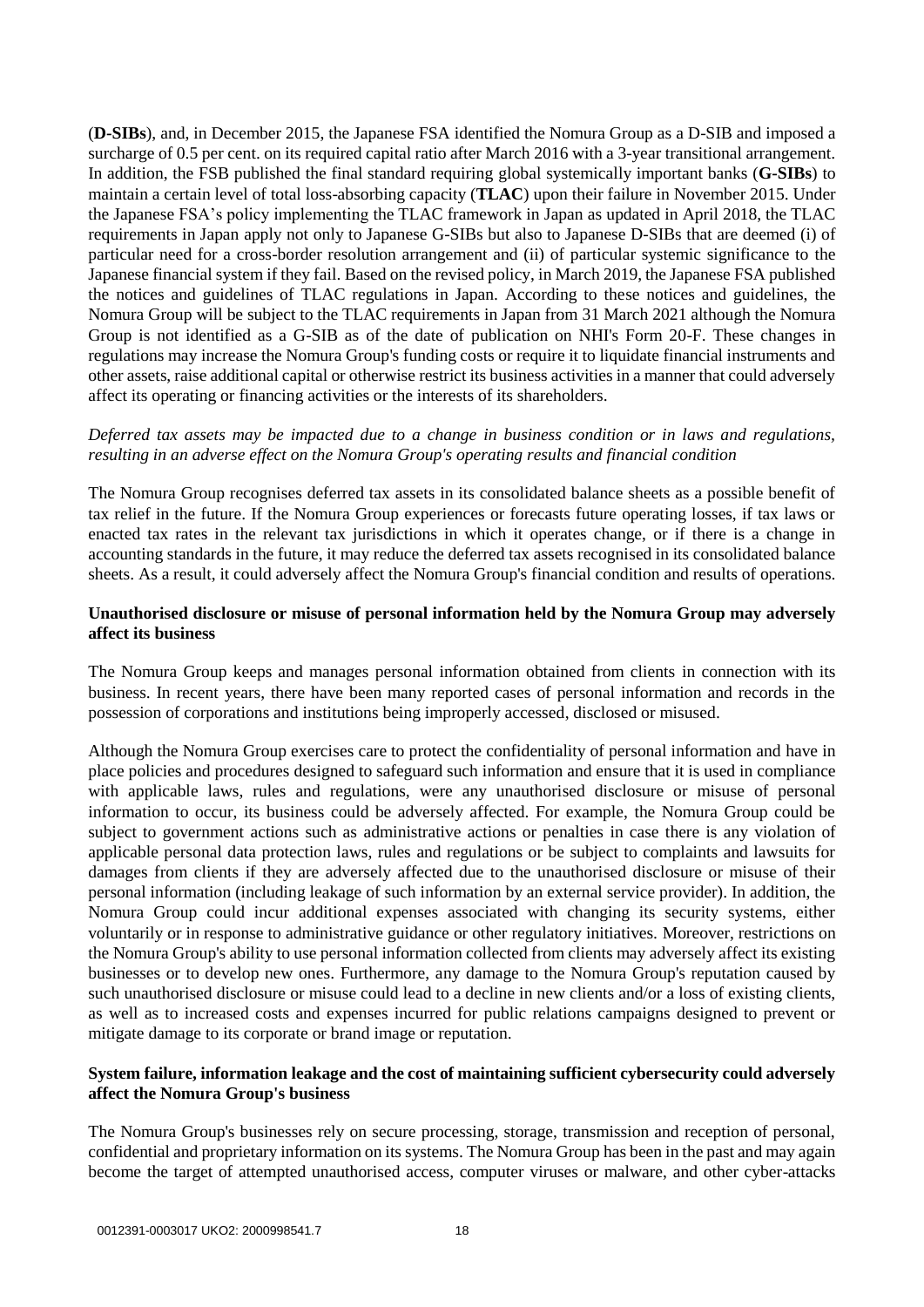(**D-SIBs**), and, in December 2015, the Japanese FSA identified the Nomura Group as a D-SIB and imposed a surcharge of 0.5 per cent. on its required capital ratio after March 2016 with a 3-year transitional arrangement. In addition, the FSB published the final standard requiring global systemically important banks (**G-SIBs**) to maintain a certain level of total loss-absorbing capacity (**TLAC**) upon their failure in November 2015. Under the Japanese FSA's policy implementing the TLAC framework in Japan as updated in April 2018, the TLAC requirements in Japan apply not only to Japanese G-SIBs but also to Japanese D-SIBs that are deemed (i) of particular need for a cross-border resolution arrangement and (ii) of particular systemic significance to the Japanese financial system if they fail. Based on the revised policy, in March 2019, the Japanese FSA published the notices and guidelines of TLAC regulations in Japan. According to these notices and guidelines, the Nomura Group will be subject to the TLAC requirements in Japan from 31 March 2021 although the Nomura Group is not identified as a G-SIB as of the date of publication on NHI's Form 20-F. These changes in regulations may increase the Nomura Group's funding costs or require it to liquidate financial instruments and other assets, raise additional capital or otherwise restrict its business activities in a manner that could adversely affect its operating or financing activities or the interests of its shareholders.

*Deferred tax assets may be impacted due to a change in business condition or in laws and regulations, resulting in an adverse effect on the Nomura Group's operating results and financial condition*

The Nomura Group recognises deferred tax assets in its consolidated balance sheets as a possible benefit of tax relief in the future. If the Nomura Group experiences or forecasts future operating losses, if tax laws or enacted tax rates in the relevant tax jurisdictions in which it operates change, or if there is a change in accounting standards in the future, it may reduce the deferred tax assets recognised in its consolidated balance sheets. As a result, it could adversely affect the Nomura Group's financial condition and results of operations.

**Unauthorised disclosure or misuse of personal information held by the Nomura Group may adversely affect its business**

The Nomura Group keeps and manages personal information obtained from clients in connection with its business. In recent years, there have been many reported cases of personal information and records in the possession of corporations and institutions being improperly accessed, disclosed or misused.

Although the Nomura Group exercises care to protect the confidentiality of personal information and have in place policies and procedures designed to safeguard such information and ensure that it is used in compliance with applicable laws, rules and regulations, were any unauthorised disclosure or misuse of personal information to occur, its business could be adversely affected. For example, the Nomura Group could be subject to government actions such as administrative actions or penalties in case there is any violation of applicable personal data protection laws, rules and regulations or be subject to complaints and lawsuits for damages from clients if they are adversely affected due to the unauthorised disclosure or misuse of their personal information (including leakage of such information by an external service provider). In addition, the Nomura Group could incur additional expenses associated with changing its security systems, either voluntarily or in response to administrative guidance or other regulatory initiatives. Moreover, restrictions on the Nomura Group's ability to use personal information collected from clients may adversely affect its existing businesses or to develop new ones. Furthermore, any damage to the Nomura Group's reputation caused by such unauthorised disclosure or misuse could lead to a decline in new clients and/or a loss of existing clients, as well as to increased costs and expenses incurred for public relations campaigns designed to prevent or mitigate damage to its corporate or brand image or reputation.

**System failure, information leakage and the cost of maintaining sufficient cybersecurity could adversely affect the Nomura Group's business**

The Nomura Group's businesses rely on secure processing, storage, transmission and reception of personal, confidential and proprietary information on its systems. The Nomura Group has been in the past and may again become the target of attempted unauthorised access, computer viruses or malware, and other cyber-attacks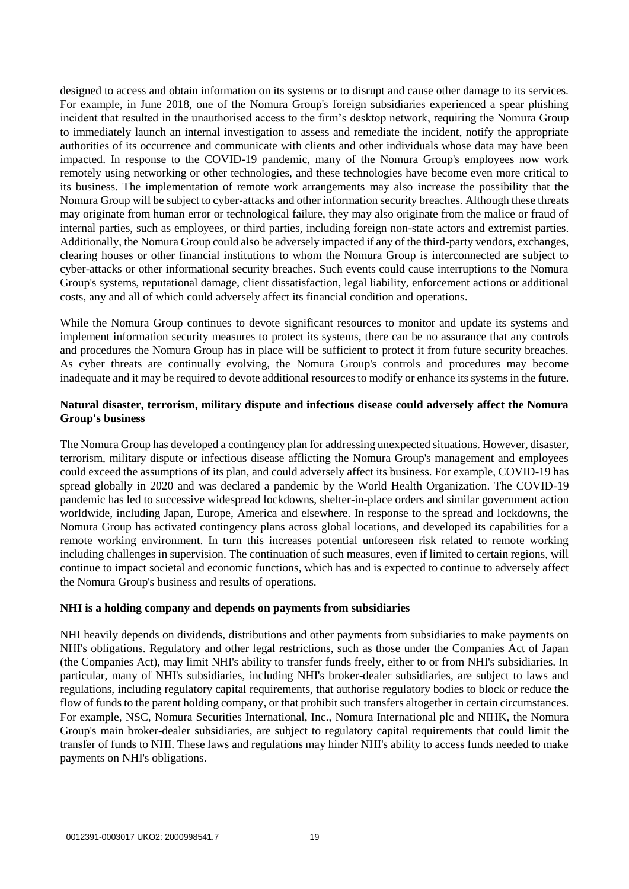designed to access and obtain information on its systems or to disrupt and cause other damage to its services. For example, in June 2018, one of the Nomura Group's foreign subsidiaries experienced a spear phishing incident that resulted in the unauthorised access to the firm's desktop network, requiring the Nomura Group to immediately launch an internal investigation to assess and remediate the incident, notify the appropriate authorities of its occurrence and communicate with clients and other individuals whose data may have been impacted. In response to the COVID-19 pandemic, many of the Nomura Group's employees now work remotely using networking or other technologies, and these technologies have become even more critical to its business. The implementation of remote work arrangements may also increase the possibility that the Nomura Group will be subject to cyber-attacks and other information security breaches. Although these threats may originate from human error or technological failure, they may also originate from the malice or fraud of internal parties, such as employees, or third parties, including foreign non-state actors and extremist parties. Additionally, the Nomura Group could also be adversely impacted if any of the third-party vendors, exchanges, clearing houses or other financial institutions to whom the Nomura Group is interconnected are subject to cyber-attacks or other informational security breaches. Such events could cause interruptions to the Nomura Group's systems, reputational damage, client dissatisfaction, legal liability, enforcement actions or additional costs, any and all of which could adversely affect its financial condition and operations.

While the Nomura Group continues to devote significant resources to monitor and update its systems and implement information security measures to protect its systems, there can be no assurance that any controls and procedures the Nomura Group has in place will be sufficient to protect it from future security breaches. As cyber threats are continually evolving, the Nomura Group's controls and procedures may become inadequate and it may be required to devote additional resources to modify or enhance its systems in the future.

**Natural disaster, terrorism, military dispute and infectious disease could adversely affect the Nomura Group's business**

The Nomura Group has developed a contingency plan for addressing unexpected situations. However, disaster, terrorism, military dispute or infectious disease afflicting the Nomura Group's management and employees could exceed the assumptions of its plan, and could adversely affect its business. For example, COVID-19 has spread globally in 2020 and was declared a pandemic by the World Health Organization. The COVID-19 pandemic has led to successive widespread lockdowns, shelter-in-place orders and similar government action worldwide, including Japan, Europe, America and elsewhere. In response to the spread and lockdowns, the Nomura Group has activated contingency plans across global locations, and developed its capabilities for a remote working environment. In turn this increases potential unforeseen risk related to remote working including challenges in supervision. The continuation of such measures, even if limited to certain regions, will continue to impact societal and economic functions, which has and is expected to continue to adversely affect the Nomura Group's business and results of operations.

**NHI is a holding company and depends on payments from subsidiaries**

NHI heavily depends on dividends, distributions and other payments from subsidiaries to make payments on NHI's obligations. Regulatory and other legal restrictions, such as those under the Companies Act of Japan (the Companies Act), may limit NHI's ability to transfer funds freely, either to or from NHI's subsidiaries. In particular, many of NHI's subsidiaries, including NHI's broker-dealer subsidiaries, are subject to laws and regulations, including regulatory capital requirements, that authorise regulatory bodies to block or reduce the flow of funds to the parent holding company, or that prohibit such transfers altogether in certain circumstances. For example, NSC, Nomura Securities International, Inc., Nomura International plc and NIHK, the Nomura Group's main broker-dealer subsidiaries, are subject to regulatory capital requirements that could limit the transfer of funds to NHI. These laws and regulations may hinder NHI's ability to access funds needed to make payments on NHI's obligations.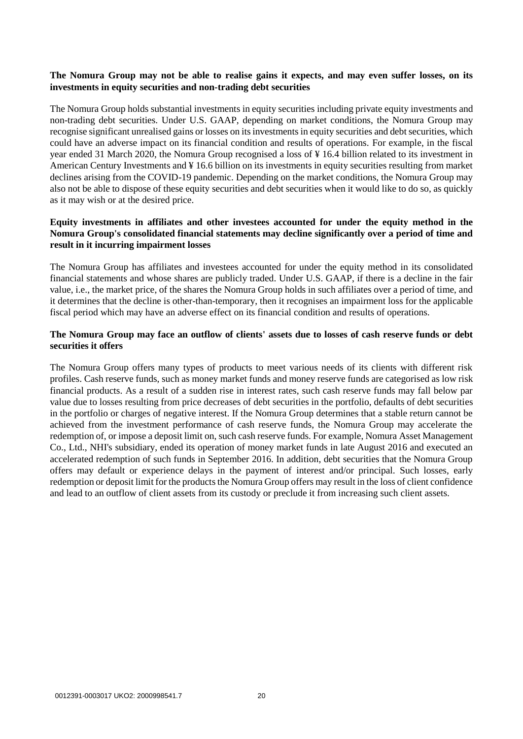**The Nomura Group may not be able to realise gains it expects, and may even suffer losses, on its investments in equity securities and non-trading debt securities**

The Nomura Group holds substantial investments in equity securities including private equity investments and non-trading debt securities. Under U.S. GAAP, depending on market conditions, the Nomura Group may recognise significant unrealised gains or losses on its investments in equity securities and debt securities, which could have an adverse impact on its financial condition and results of operations. For example, in the fiscal year ended 31 March 2020, the Nomura Group recognised a loss of ¥ 16.4 billion related to its investment in American Century Investments and ¥ 16.6 billion on its investments in equity securities resulting from market declines arising from the COVID-19 pandemic. Depending on the market conditions, the Nomura Group may also not be able to dispose of these equity securities and debt securities when it would like to do so, as quickly as it may wish or at the desired price.

**Equity investments in affiliates and other investees accounted for under the equity method in the Nomura Group's consolidated financial statements may decline significantly over a period of time and result in it incurring impairment losses**

The Nomura Group has affiliates and investees accounted for under the equity method in its consolidated financial statements and whose shares are publicly traded. Under U.S. GAAP, if there is a decline in the fair value, i.e., the market price, of the shares the Nomura Group holds in such affiliates over a period of time, and it determines that the decline is other-than-temporary, then it recognises an impairment loss for the applicable fiscal period which may have an adverse effect on its financial condition and results of operations.

**The Nomura Group may face an outflow of clients' assets due to losses of cash reserve funds or debt securities it offers**

The Nomura Group offers many types of products to meet various needs of its clients with different risk profiles. Cash reserve funds, such as money market funds and money reserve funds are categorised as low risk financial products. As a result of a sudden rise in interest rates, such cash reserve funds may fall below par value due to losses resulting from price decreases of debt securities in the portfolio, defaults of debt securities in the portfolio or charges of negative interest. If the Nomura Group determines that a stable return cannot be achieved from the investment performance of cash reserve funds, the Nomura Group may accelerate the redemption of, or impose a deposit limit on, such cash reserve funds. For example, Nomura Asset Management Co., Ltd., NHI's subsidiary, ended its operation of money market funds in late August 2016 and executed an accelerated redemption of such funds in September 2016. In addition, debt securities that the Nomura Group offers may default or experience delays in the payment of interest and/or principal. Such losses, early redemption or deposit limit for the products the Nomura Group offers may result in the loss of client confidence and lead to an outflow of client assets from its custody or preclude it from increasing such client assets.